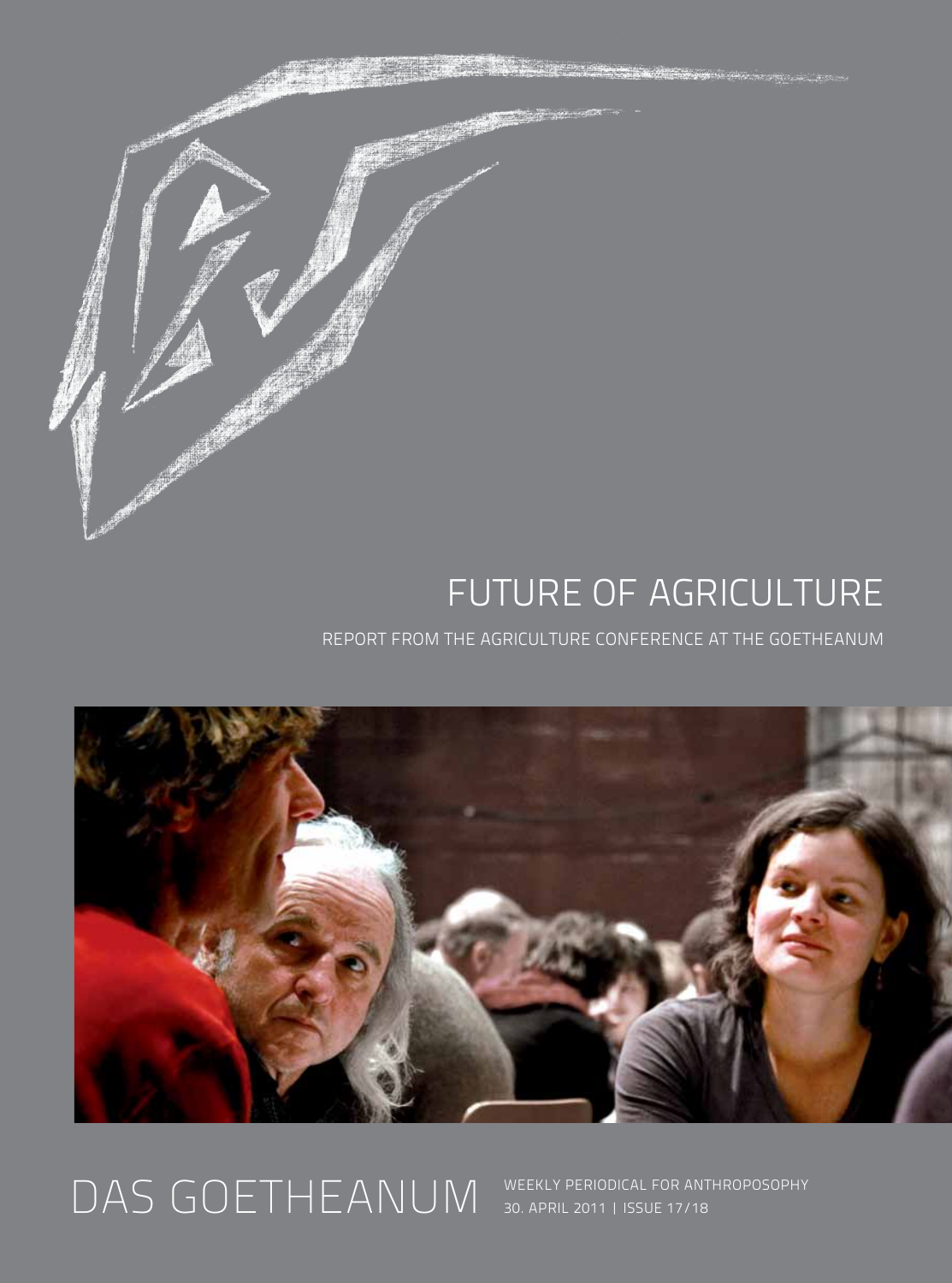# FUTURE OF AGRICULTURE

REPORT FROM THE AGRICULTURE CONFERENCE AT THE GOETHEANUM

DAS GOETHEANUM

WEEKLY PERIODICAL FOR ANTHROPOSOPHY

30. APRIL 2011 | ISSUE 17/18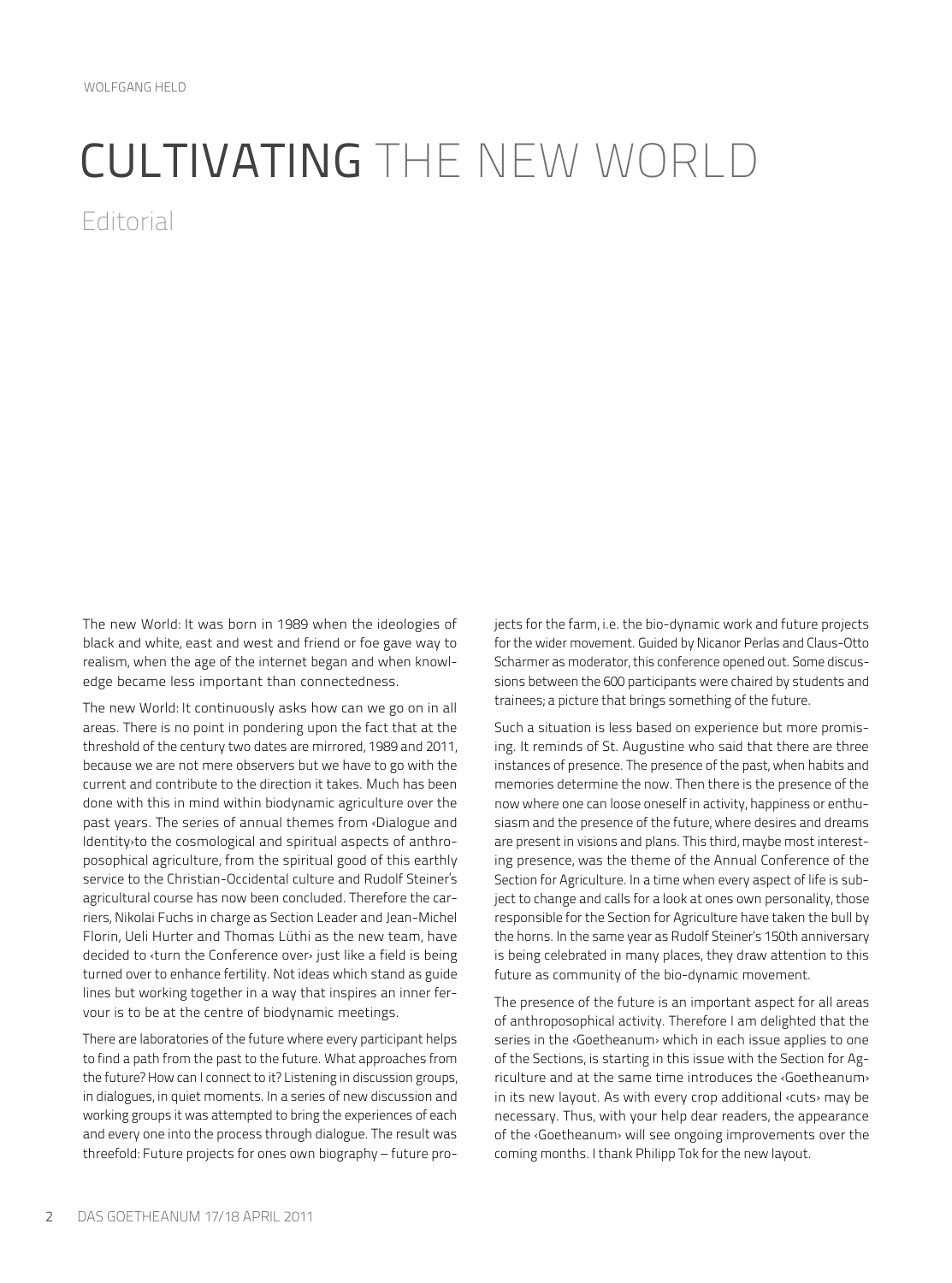WOLFGANG HELD

# CULTIVATING THE NEW WORLD

## Editorial

The new World: It was born in 1989 when the ideologies of black and white, east and west and friend or foe gave way to realism, when the age of the internet began and when knowledge became less important than connectedness.

The new World: It continuously asks how can we go on in all areas. There is no point in pondering upon the fact that at the threshold of the century two dates are mirrored, 1989 and 2011, because we are not mere observers but we have to go with the current and contribute to the direction it takes. Much has been done with this in mind within biodynamic agriculture over the past years. The series of annual themes from ‹Dialogue and Identity›to the cosmological and spiritual aspects of anthroposophical agriculture, from the spiritual good of this earthly service to the Christian-Occidental culture and Rudolf Steiner's agricultural course has now been concluded. Therefore the carriers, Nikolai Fuchs in charge as Section Leader and Jean-Michel Florin, Ueli Hurter and Thomas Lüthi as the new team, have decided to ‹turn the Conference over› just like a field is being turned over to enhance fertility. Not ideas which stand as guide lines but working together in a way that inspires an inner fervour is to be at the centre of biodynamic meetings.

There are laboratories of the future where every participant helps to find a path from the past to the future. What approaches from the future? How can I connect to it? Listening in discussion groups, in dialogues, in quiet moments. In a series of new discussion and working groups it was attempted to bring the experiences of each and every one into the process through dialogue. The result was threefold: Future projects for ones own biography – future projects for the farm, i.e. the bio-dynamic work and future projects for the wider movement. Guided by Nicanor Perlas and Claus-Otto Scharmer as moderator, this conference opened out. Some discussions between the 600 participants were chaired by students and trainees; a picture that brings something of the future.

Such a situation is less based on experience but more promising. It reminds of St. Augustine who said that there are three instances of presence. The presence of the past, when habits and memories determine the now. Then there is the presence of the now where one can loose oneself in activity, happiness or enthusiasm and the presence of the future, where desires and dreams are present in visions and plans. This third, maybe most interesting presence, was the theme of the Annual Conference of the Section for Agriculture. In a time when every aspect of life is subject to change and calls for a look at ones own personality, those responsible for the Section for Agriculture have taken the bull by the horns. In the same year as Rudolf Steiner's 150th anniversary is being celebrated in many places, they draw attention to this future as community of the bio-dynamic movement.

The presence of the future is an important aspect for all areas of anthroposophical activity. Therefore I am delighted that the series in the ‹Goetheanum› which in each issue applies to one of the Sections, is starting in this issue with the Section for Agriculture and at the same time introduces the ‹Goetheanum› in its new layout. As with every crop additional ‹cuts› may be necessary. Thus, with your help dear readers, the appearance of the ‹Goetheanum› will see ongoing improvements over the coming months. I thank Philipp Tok for the new layout.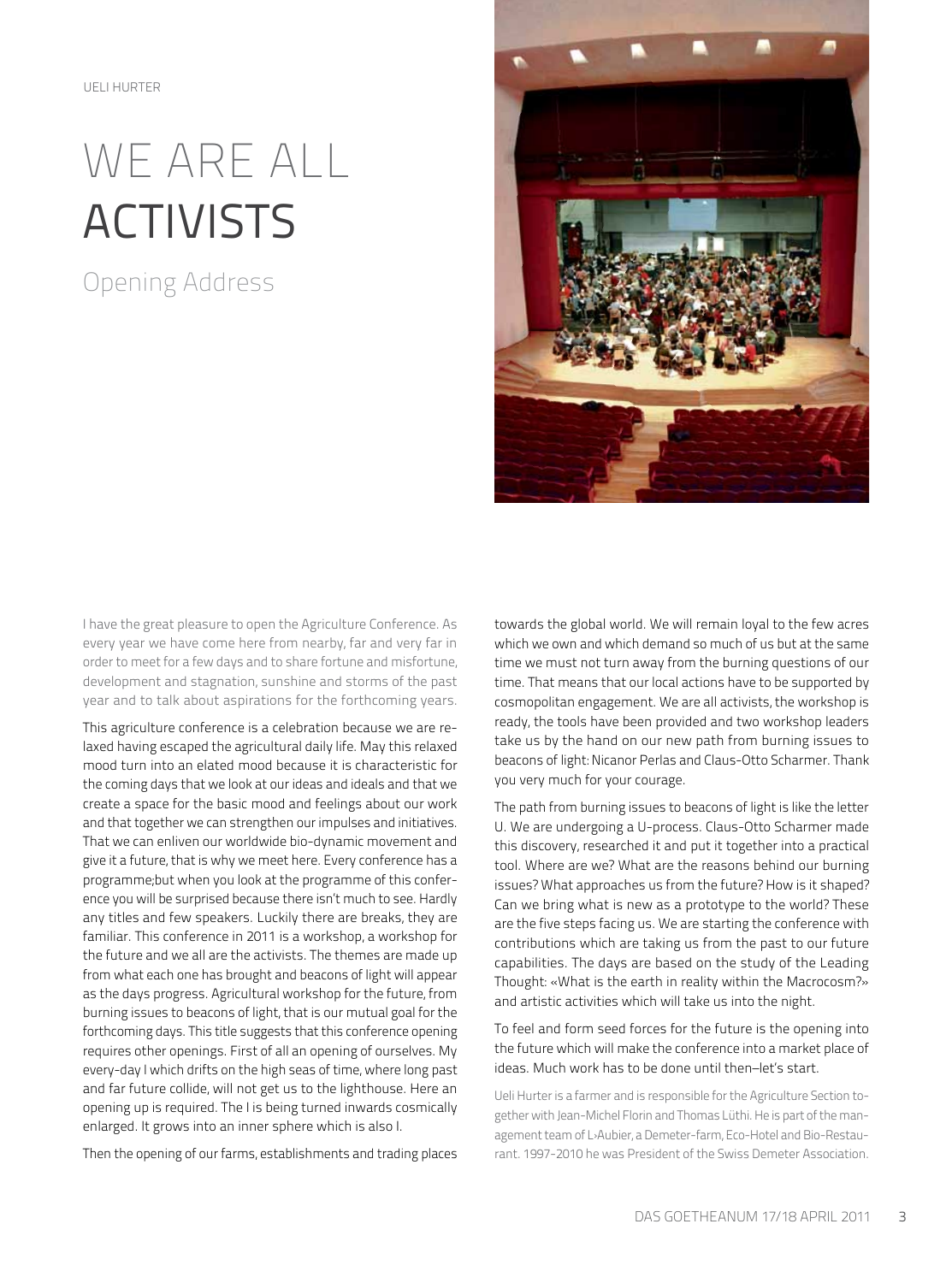UELI HURTER

# WE ARE ALL ACTIVISTS

## Opening Address

I have the great pleasure to open the Agriculture Conference. As every year we have come here from nearby, far and very far in order to meet for a few days and to share fortune and misfortune, development and stagnation, sunshine and storms of the past year and to talk about aspirations for the forthcoming years.

This agriculture conference is a celebration because we are relaxed having escaped the agricultural daily life. May this relaxed mood turn into an elated mood because it is characteristic for the coming days that we look at our ideas and ideals and that we create a space for the basic mood and feelings about our work and that together we can strengthen our impulses and initiatives. That we can enliven our worldwide bio-dynamic movement and give it a future, that is why we meet here. Every conference has a programme;but when you look at the programme of this conference you will be surprised because there isn't much to see. Hardly any titles and few speakers. Luckily there are breaks, they are familiar. This conference in 2011 is a workshop, a workshop for the future and we all are the activists. The themes are made up from what each one has brought and beacons of light will appear as the days progress. Agricultural workshop for the future, from burning issues to beacons of light, that is our mutual goal for the forthcoming days. This title suggests that this conference opening requires other openings. First of all an opening of ourselves. My every-day I which drifts on the high seas of time, where long past and far future collide, will not get us to the lighthouse. Here an opening up is required. The I is being turned inwards cosmically enlarged. It grows into an inner sphere which is also I.

Then the opening of our farms, establishments and trading places towards the global world. We will remain loyal to the few acres which we own and which demand so much of us but at the same time we must not turn away from the burning questions of our time. That means that our local actions have to be supported by cosmopolitan engagement. We are all activists, the workshop is ready, the tools have been provided and two workshop leaders take us by the hand on our new path from burning issues to beacons of light: Nicanor Perlas and Claus-Otto Scharmer. Thank you very much for your courage.

The path from burning issues to beacons of light is like the letter U. We are undergoing a U-process. Claus-Otto Scharmer made this discovery, researched it and put it together into a practical tool. Where are we? What are the reasons behind our burning issues? What approaches us from the future? How is it shaped? Can we bring what is new as a prototype to the world? These are the five steps facing us. We are starting the conference with contributions which are taking us from the past to our future capabilities. The days are based on the study of the Leading Thought: «What is the earth in reality within the Macrocosm?» and artistic activities which will take us into the night.

To feel and form seed forces for the future is the opening into the future which will make the conference into a market place of ideas. Much work has to be done until then–let's start.

Ueli Hurter is a farmer and is responsible for the Agriculture Section together with Jean-Michel Florin and Thomas Lüthi. He is part of the management team of L›Aubier, a Demeter-farm, Eco-Hotel and Bio-Restaurant. 1997-2010 he was President of the Swiss Demeter Association.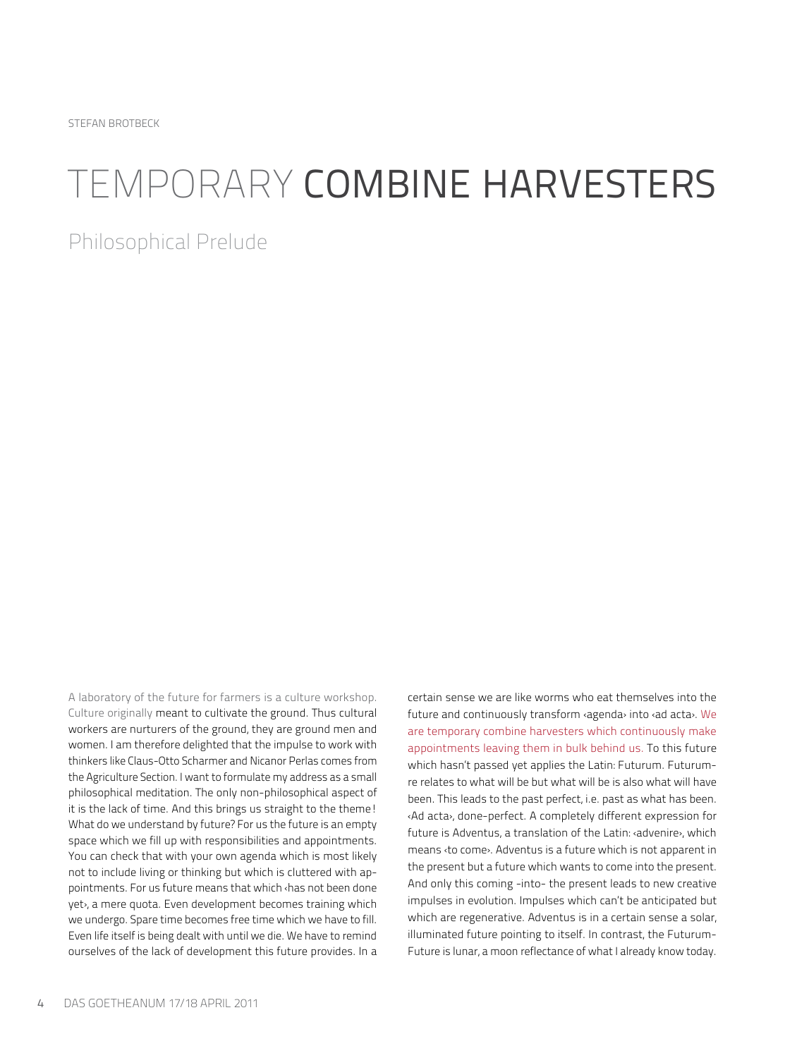STEFAN BROTBECK

# TEMPORARY COMBINE HARVESTERS

## Philosophical Prelude

A laboratory of the future for farmers is a culture workshop. Culture originally meant to cultivate the ground. Thus cultural workers are nurturers of the ground, they are ground men and women. I am therefore delighted that the impulse to work with thinkers like Claus-Otto Scharmer and Nicanor Perlas comes from the Agriculture Section. I want to formulate my address as a small philosophical meditation. The only non-philosophical aspect of it is the lack of time. And this brings us straight to the theme! What do we understand by future? For us the future is an empty space which we fill up with responsibilities and appointments. You can check that with your own agenda which is most likely not to include living or thinking but which is cluttered with appointments. For us future means that which ‹has not been done yet›, a mere quota. Even development becomes training which we undergo. Spare time becomes free time which we have to fill. Even life itself is being dealt with until we die. We have to remind ourselves of the lack of development this future provides. In a certain sense we are like worms who eat themselves into the future and continuously transform ‹agenda› into ‹ad acta›. We are temporary combine harvesters which continuously make appointments leaving them in bulk behind us. To this future which hasn't passed yet applies the Latin: Futurum. Futurumre relates to what will be but what will be is also what will have been. This leads to the past perfect, i.e. past as what has been. ‹Ad acta›, done-perfect. A completely different expression for future is Adventus, a translation of the Latin: ‹advenire›, which means ‹to come›. Adventus is a future which is not apparent in the present but a future which wants to come into the present. And only this coming -into- the present leads to new creative impulses in evolution. Impulses which can't be anticipated but which are regenerative. Adventus is in a certain sense a solar, illuminated future pointing to itself. In contrast, the Futurum-Future is lunar, a moon reflectance of what I already know today.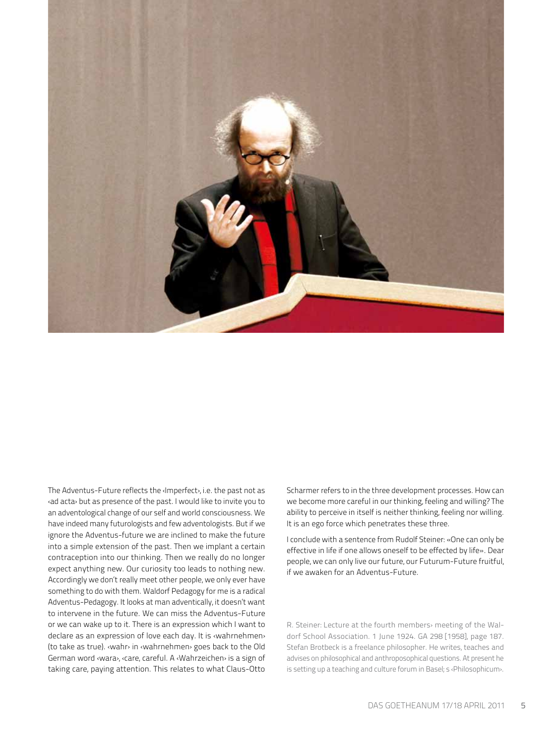The Adventus-Future reflects the ‹Imperfect›, i.e. the past not as ‹ad acta› but as presence of the past. I would like to invite you to an adventological change of our self and world consciousness. We have indeed many futurologists and few adventologists. But if we ignore the Adventus-future we are inclined to make the future into a simple extension of the past. Then we implant a certain contraception into our thinking. Then we really do no longer expect anything new. Our curiosity too leads to nothing new. Accordingly we don't really meet other people, we only ever have something to do with them. Waldorf Pedagogy for me is a radical Adventus-Pedagogy. It looks at man adventically, it doesn't want to intervene in the future. We can miss the Adventus-Future or we can wake up to it. There is an expression which I want to declare as an expression of love each day. It is ‹wahrnehmen› (to take as true). ‹wahr› in ‹wahrnehmen› goes back to the Old German word ‹wara›, ‹care, careful. A ‹Wahrzeichen› is a sign of taking care, paying attention. This relates to what Claus-Otto Scharmer refers to in the three development processes. How can we become more careful in our thinking, feeling and willing? The ability to perceive in itself is neither thinking, feeling nor willing. It is an ego force which penetrates these three.

I conclude with a sentence from Rudolf Steiner: «One can only be effective in life if one allows oneself to be effected by life». Dear people, we can only live our future, our Futurum-Future fruitful, if we awaken for an Adventus-Future.

R. Steiner: Lecture at the fourth members› meeting of the Waldorf School Association. 1 June 1924. GA 298 [1958], page 187. Stefan Brotbeck is a freelance philosopher. He writes, teaches and advises on philosophical and anthroposophical questions. At present he is setting up a teaching and culture forum in Basel; s ‹Philosophicum›.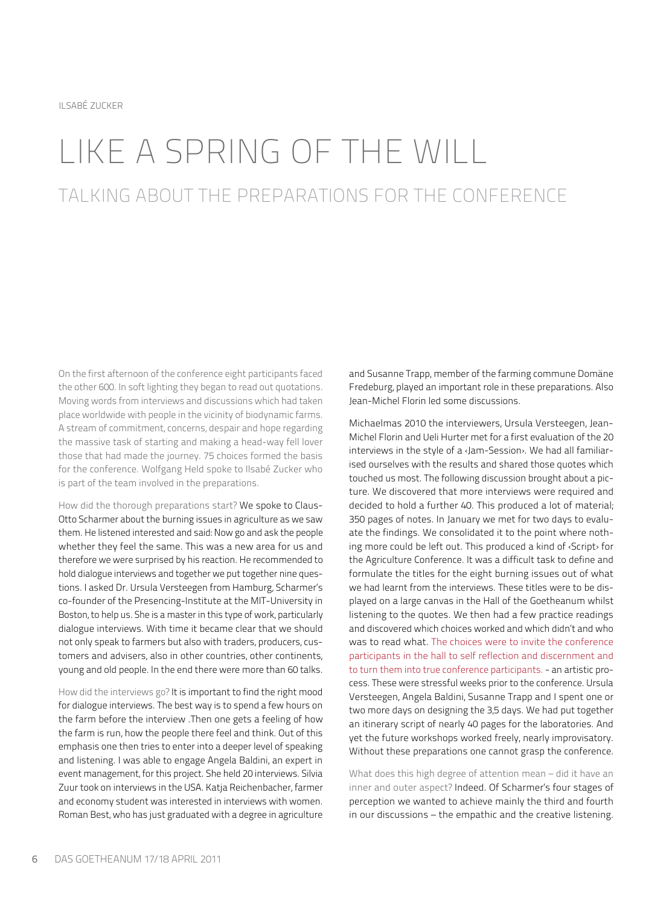ILSABÉ ZUCKER

# LIKE A SPRING OF THE WILL

## TALKING ABOUT THE PREPARATIONS FOR THE CONFERENCE

On the first afternoon of the conference eight participants faced the other 600. In soft lighting they began to read out quotations. Moving words from interviews and discussions which had taken place worldwide with people in the vicinity of biodynamic farms. A stream of commitment, concerns, despair and hope regarding the massive task of starting and making a head-way fell lover those that had made the journey. 75 choices formed the basis for the conference. Wolfgang Held spoke to Ilsabé Zucker who is part of the team involved in the preparations.

How did the thorough preparations start? We spoke to Claus-Otto Scharmer about the burning issues in agriculture as we saw them. He listened interested and said: Now go and ask the people whether they feel the same. This was a new area for us and therefore we were surprised by his reaction. He recommended to hold dialogue interviews and together we put together nine questions. I asked Dr. Ursula Versteegen from Hamburg, Scharmer's co-founder of the Presencing-Institute at the MIT-University in Boston, to help us. She is a master in this type of work, particularly dialogue interviews. With time it became clear that we should not only speak to farmers but also with traders, producers, customers and advisers, also in other countries, other continents, young and old people. In the end there were more than 60 talks.

How did the interviews go? It is important to find the right mood for dialogue interviews. The best way is to spend a few hours on the farm before the interview .Then one gets a feeling of how the farm is run, how the people there feel and think. Out of this emphasis one then tries to enter into a deeper level of speaking and listening. I was able to engage Angela Baldini, an expert in event management, for this project. She held 20 interviews. Silvia Zuur took on interviews in the USA. Katja Reichenbacher, farmer and economy student was interested in interviews with women. Roman Best, who has just graduated with a degree in agriculture and Susanne Trapp, member of the farming commune Domäne Fredeburg, played an important role in these preparations. Also Jean-Michel Florin led some discussions.

Michaelmas 2010 the interviewers, Ursula Versteegen, Jean-Michel Florin and Ueli Hurter met for a first evaluation of the 20 interviews in the style of a ‹Jam-Session›. We had all familiarised ourselves with the results and shared those quotes which touched us most. The following discussion brought about a picture. We discovered that more interviews were required and decided to hold a further 40. This produced a lot of material; 350 pages of notes. In January we met for two days to evaluate the findings. We consolidated it to the point where nothing more could be left out. This produced a kind of ‹Script› for the Agriculture Conference. It was a difficult task to define and formulate the titles for the eight burning issues out of what we had learnt from the interviews. These titles were to be displayed on a large canvas in the Hall of the Goetheanum whilst listening to the quotes. We then had a few practice readings and discovered which choices worked and which didn't and who was to read what. The choices were to invite the conference participants in the hall to self reflection and discernment and to turn them into true conference participants. - an artistic process. These were stressful weeks prior to the conference. Ursula Versteegen, Angela Baldini, Susanne Trapp and I spent one or two more days on designing the 3,5 days. We had put together an itinerary script of nearly 40 pages for the laboratories. And yet the future workshops worked freely, nearly improvisatory. Without these preparations one cannot grasp the conference.

What does this high degree of attention mean – did it have an inner and outer aspect? Indeed. Of Scharmer's four stages of perception we wanted to achieve mainly the third and fourth in our discussions – the empathic and the creative listening.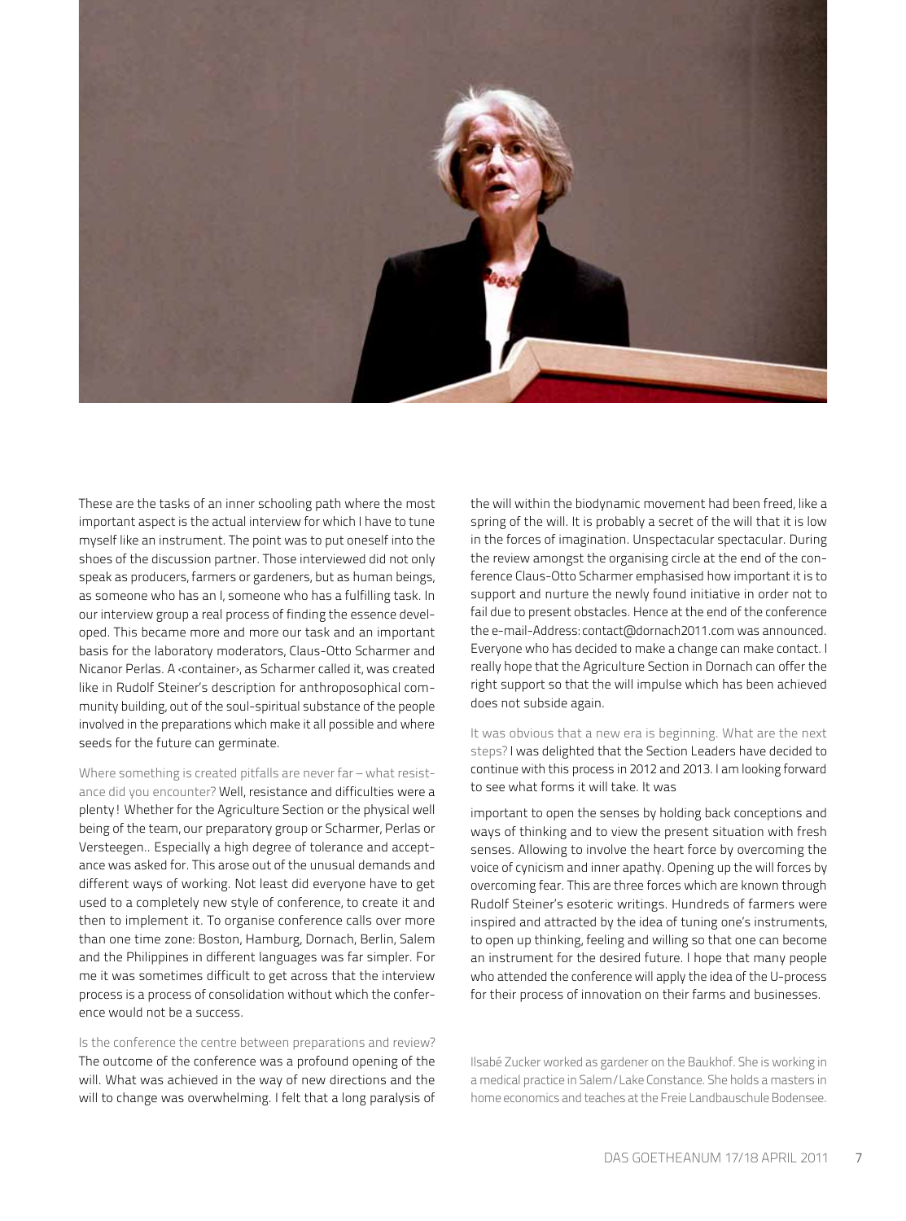These are the tasks of an inner schooling path where the most important aspect is the actual interview for which I have to tune myself like an instrument. The point was to put oneself into the shoes of the discussion partner. Those interviewed did not only speak as producers, farmers or gardeners, but as human beings, as someone who has an I, someone who has a fulfilling task. In our interview group a real process of finding the essence developed. This became more and more our task and an important basis for the laboratory moderators, Claus-Otto Scharmer and Nicanor Perlas. A ‹container›, as Scharmer called it, was created like in Rudolf Steiner's description for anthroposophical community building, out of the soul-spiritual substance of the people involved in the preparations which make it all possible and where seeds for the future can germinate.

Where something is created pitfalls are never far – what resistance did you encounter? Well, resistance and difficulties were a plenty! Whether for the Agriculture Section or the physical well being of the team, our preparatory group or Scharmer, Perlas or Versteegen.. Especially a high degree of tolerance and acceptance was asked for. This arose out of the unusual demands and different ways of working. Not least did everyone have to get used to a completely new style of conference, to create it and then to implement it. To organise conference calls over more than one time zone: Boston, Hamburg, Dornach, Berlin, Salem and the Philippines in different languages was far simpler. For me it was sometimes difficult to get across that the interview process is a process of consolidation without which the conference would not be a success.

Is the conference the centre between preparations and review? The outcome of the conference was a profound opening of the will. What was achieved in the way of new directions and the will to change was overwhelming. I felt that a long paralysis of the will within the biodynamic movement had been freed, like a spring of the will. It is probably a secret of the will that it is low in the forces of imagination. Unspectacular spectacular. During the review amongst the organising circle at the end of the conference Claus-Otto Scharmer emphasised how important it is to support and nurture the newly found initiative in order not to fail due to present obstacles. Hence at the end of the conference the e-mail-Address: contact@dornach2011.com was announced. Everyone who has decided to make a change can make contact. I really hope that the Agriculture Section in Dornach can offer the right support so that the will impulse which has been achieved does not subside again.

It was obvious that a new era is beginning. What are the next steps? I was delighted that the Section Leaders have decided to continue with this process in 2012 and 2013. I am looking forward to see what forms it will take. It was important to open the senses by holding back conceptions and ways of thinking and to view the present situation with fresh senses. Allowing to involve the heart force by overcoming the voice of cynicism and inner apathy. Opening up the will forces by overcoming fear. This are three forces which are known through Rudolf Steiner's esoteric writings. Hundreds of farmers were inspired and attracted by the idea of tuning one's instruments, to open up thinking, feeling and willing so that one can become an instrument for the desired future. I hope that many people who attended the conference will apply the idea of the U-process for their process of innovation on their farms and businesses.

Ilsabé Zucker worked as gardener on the Baukhof. She is working in a medical practice in Salem/Lake Constance. She holds a masters in home economics and teaches at the Freie Landbauschule Bodensee.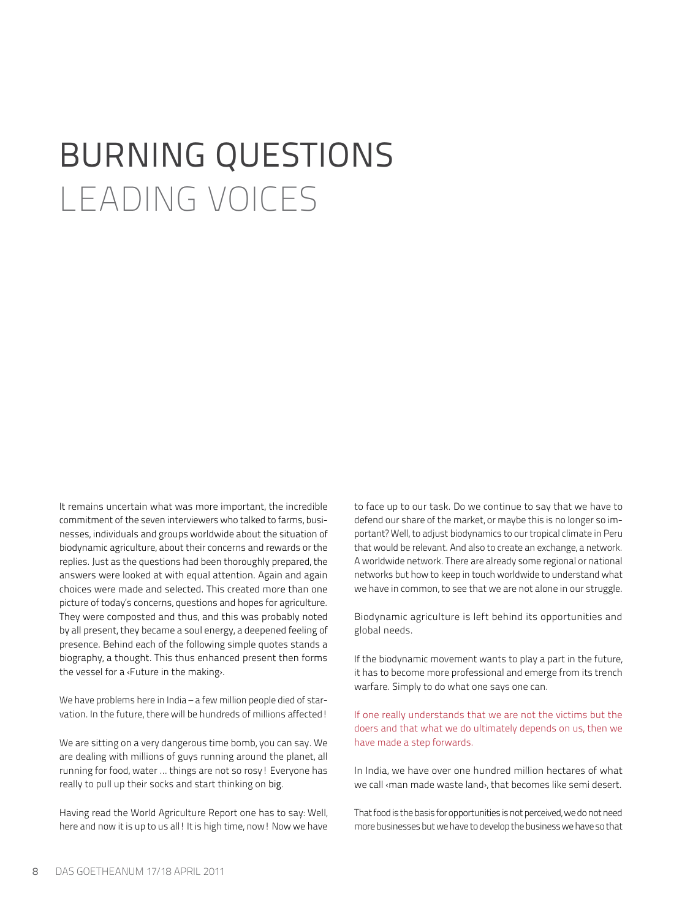# BURNING QUESTIONS
## LEADING VOICES

It remains uncertain what was more important, the incredible commitment of the seven interviewers who talked to farms, businesses, individuals and groups worldwide about the situation of biodynamic agriculture, about their concerns and rewards or the replies. Just as the questions had been thoroughly prepared, the answers were looked at with equal attention. Again and again choices were made and selected. This created more than one picture of today's concerns, questions and hopes for agriculture. They were composted and thus, and this was probably noted by all present, they became a soul energy, a deepened feeling of presence. Behind each of the following simple quotes stands a biography, a thought. This thus enhanced present then forms the vessel for a ‹Future in the making›.

We have problems here in India – a few million people died of starvation. In the future, there will be hundreds of millions affected!

We are sitting on a very dangerous time bomb, you can say. We are dealing with millions of guys running around the planet, all running for food, water … things are not so rosy! Everyone has really to pull up their socks and start thinking on big.

Having read the World Agriculture Report one has to say: Well, here and now it is up to us all! It is high time, now! Now we have to face up to our task. Do we continue to say that we have to defend our share of the market, or maybe this is no longer so important? Well, to adjust biodynamics to our tropical climate in Peru that would be relevant. And also to create an exchange, a network. A worldwide network. There are already some regional or national networks but how to keep in touch worldwide to understand what we have in common, to see that we are not alone in our struggle.

Biodynamic agriculture is left behind its opportunities and global needs.

If the biodynamic movement wants to play a part in the future, it has to become more professional and emerge from its trench warfare. Simply to do what one says one can.

If one really understands that we are not the victims but the doers and that what we do ultimately depends on us, then we have made a step forwards.

In India, we have over one hundred million hectares of what we call ‹man made waste land›, that becomes like semi desert.

That food is the basis for opportunities is not perceived, we do not need more businesses but we have to develop the business we have so that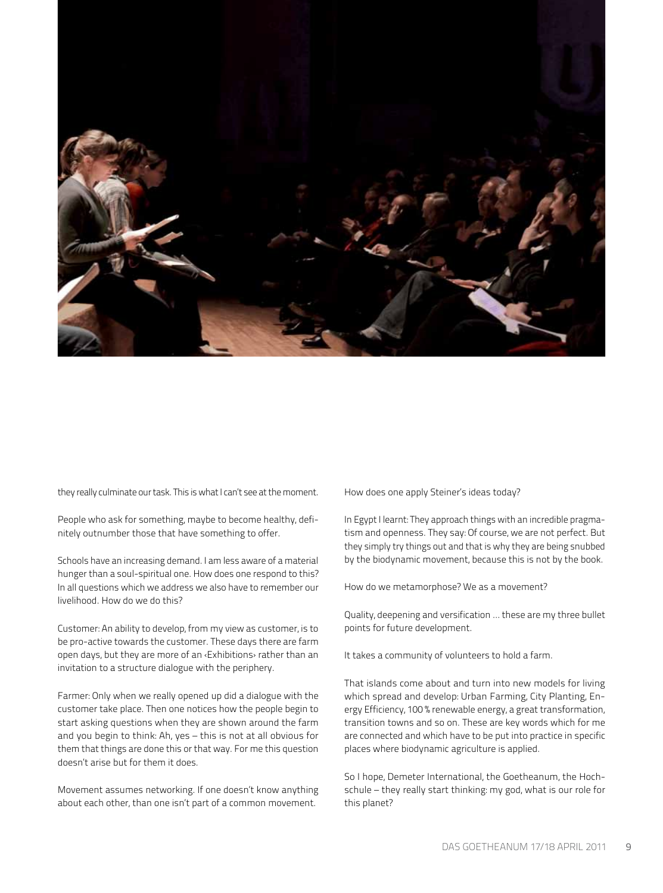they really culminate our task. This is what I can't see at the moment.

People who ask for something, maybe to become healthy, definitely outnumber those that have something to offer.

Schools have an increasing demand. I am less aware of a material hunger than a soul-spiritual one. How does one respond to this? In all questions which we address we also have to remember our livelihood. How do we do this?

Customer: An ability to develop, from my view as customer, is to be pro-active towards the customer. These days there are farm open days, but they are more of an ‹Exhibitions› rather than an invitation to a structure dialogue with the periphery.

Farmer: Only when we really opened up did a dialogue with the customer take place. Then one notices how the people begin to start asking questions when they are shown around the farm and you begin to think: Ah, yes – this is not at all obvious for them that things are done this or that way. For me this question doesn't arise but for them it does.

Movement assumes networking. If one doesn't know anything about each other, than one isn't part of a common movement.

How does one apply Steiner's ideas today?

In Egypt I learnt: They approach things with an incredible pragmatism and openness. They say: Of course, we are not perfect. But they simply try things out and that is why they are being snubbed by the biodynamic movement, because this is not by the book.

How do we metamorphose? We as a movement?

Quality, deepening and versification … these are my three bullet points for future development.

It takes a community of volunteers to hold a farm.

That islands come about and turn into new models for living which spread and develop: Urban Farming, City Planting, Energy Efficiency, 100 % renewable energy, a great transformation, transition towns and so on. These are key words which for me are connected and which have to be put into practice in specific places where biodynamic agriculture is applied.

So I hope, Demeter International, the Goetheanum, the Hochschule – they really start thinking: my god, what is our role for this planet?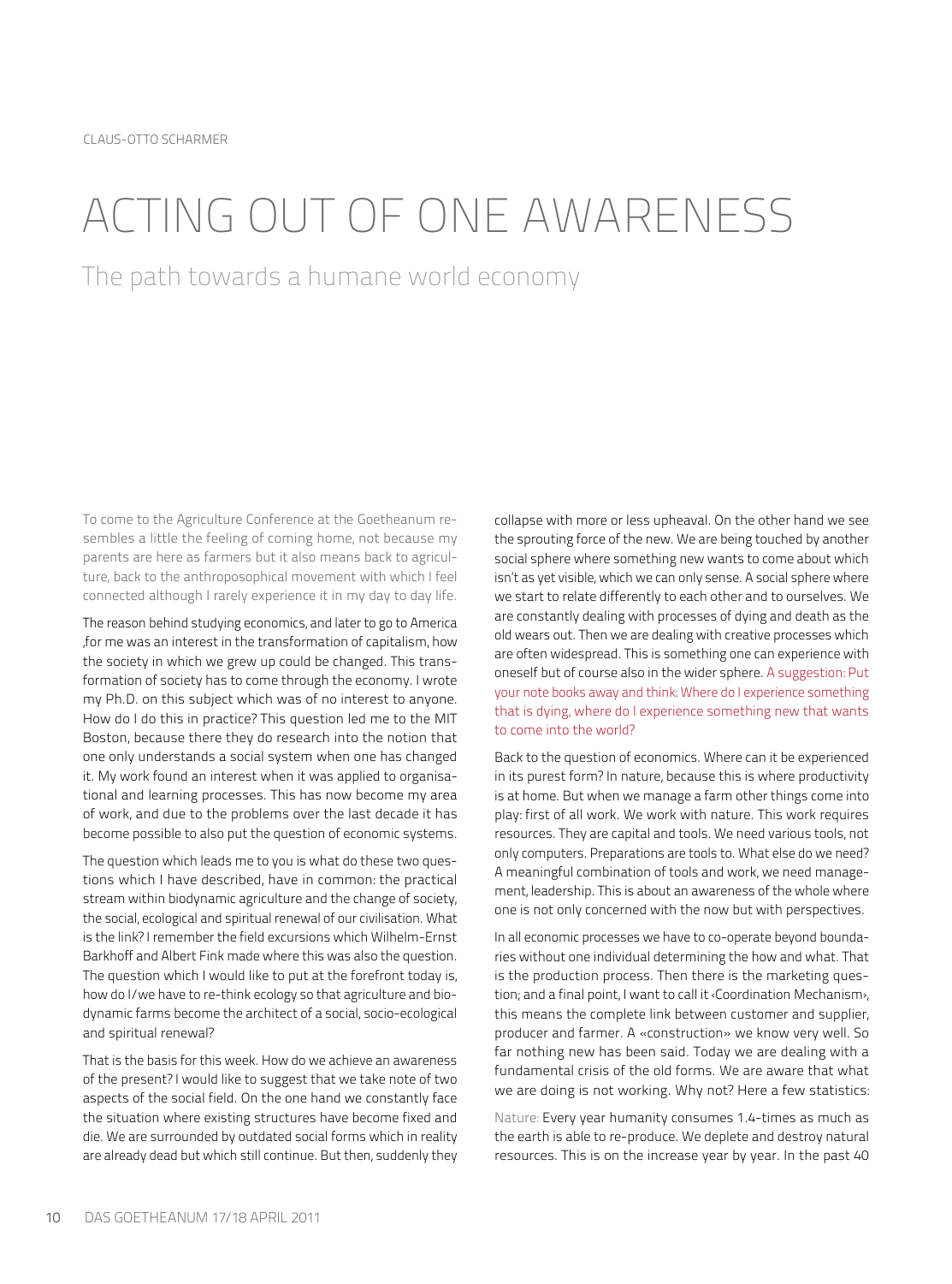CLAUS-OTTO SCHARMER

# ACTING OUT OF ONE AWARENESS

## The path towards a humane world economy

To come to the Agriculture Conference at the Goetheanum resembles a little the feeling of coming home, not because my parents are here as farmers but it also means back to agriculture, back to the anthroposophical movement with which I feel connected although I rarely experience it in my day to day life.

The reason behind studying economics, and later to go to America ,for me was an interest in the transformation of capitalism, how the society in which we grew up could be changed. This transformation of society has to come through the economy. I wrote my Ph.D. on this subject which was of no interest to anyone. How do I do this in practice? This question led me to the MIT Boston, because there they do research into the notion that one only understands a social system when one has changed it. My work found an interest when it was applied to organisational and learning processes. This has now become my area of work, and due to the problems over the last decade it has become possible to also put the question of economic systems.

The question which leads me to you is what do these two questions which I have described, have in common: the practical stream within biodynamic agriculture and the change of society, the social, ecological and spiritual renewal of our civilisation. What is the link? I remember the field excursions which Wilhelm-Ernst Barkhoff and Albert Fink made where this was also the question. The question which I would like to put at the forefront today is, how do I/we have to re-think ecology so that agriculture and biodynamic farms become the architect of a social, socio-ecological and spiritual renewal?

That is the basis for this week. How do we achieve an awareness of the present? I would like to suggest that we take note of two aspects of the social field. On the one hand we constantly face the situation where existing structures have become fixed and die. We are surrounded by outdated social forms which in reality are already dead but which still continue. But then, suddenly they collapse with more or less upheaval. On the other hand we see the sprouting force of the new. We are being touched by another social sphere where something new wants to come about which isn't as yet visible, which we can only sense. A social sphere where we start to relate differently to each other and to ourselves. We are constantly dealing with processes of dying and death as the old wears out. Then we are dealing with creative processes which are often widespread. This is something one can experience with oneself but of course also in the wider sphere. A suggestion: Put your note books away and think: Where do I experience something that is dying, where do I experience something new that wants to come into the world?

Back to the question of economics. Where can it be experienced in its purest form? In nature, because this is where productivity is at home. But when we manage a farm other things come into play: first of all work. We work with nature. This work requires resources. They are capital and tools. We need various tools, not only computers. Preparations are tools to. What else do we need? A meaningful combination of tools and work, we need management, leadership. This is about an awareness of the whole where one is not only concerned with the now but with perspectives.

In all economic processes we have to co-operate beyond boundaries without one individual determining the how and what. That is the production process. Then there is the marketing question; and a final point, I want to call it ‹Coordination Mechanism›, this means the complete link between customer and supplier, producer and farmer. A «construction» we know very well. So far nothing new has been said. Today we are dealing with a fundamental crisis of the old forms. We are aware that what we are doing is not working. Why not? Here a few statistics:

Nature: Every year humanity consumes 1.4-times as much as the earth is able to re-produce. We deplete and destroy natural resources. This is on the increase year by year. In the past 40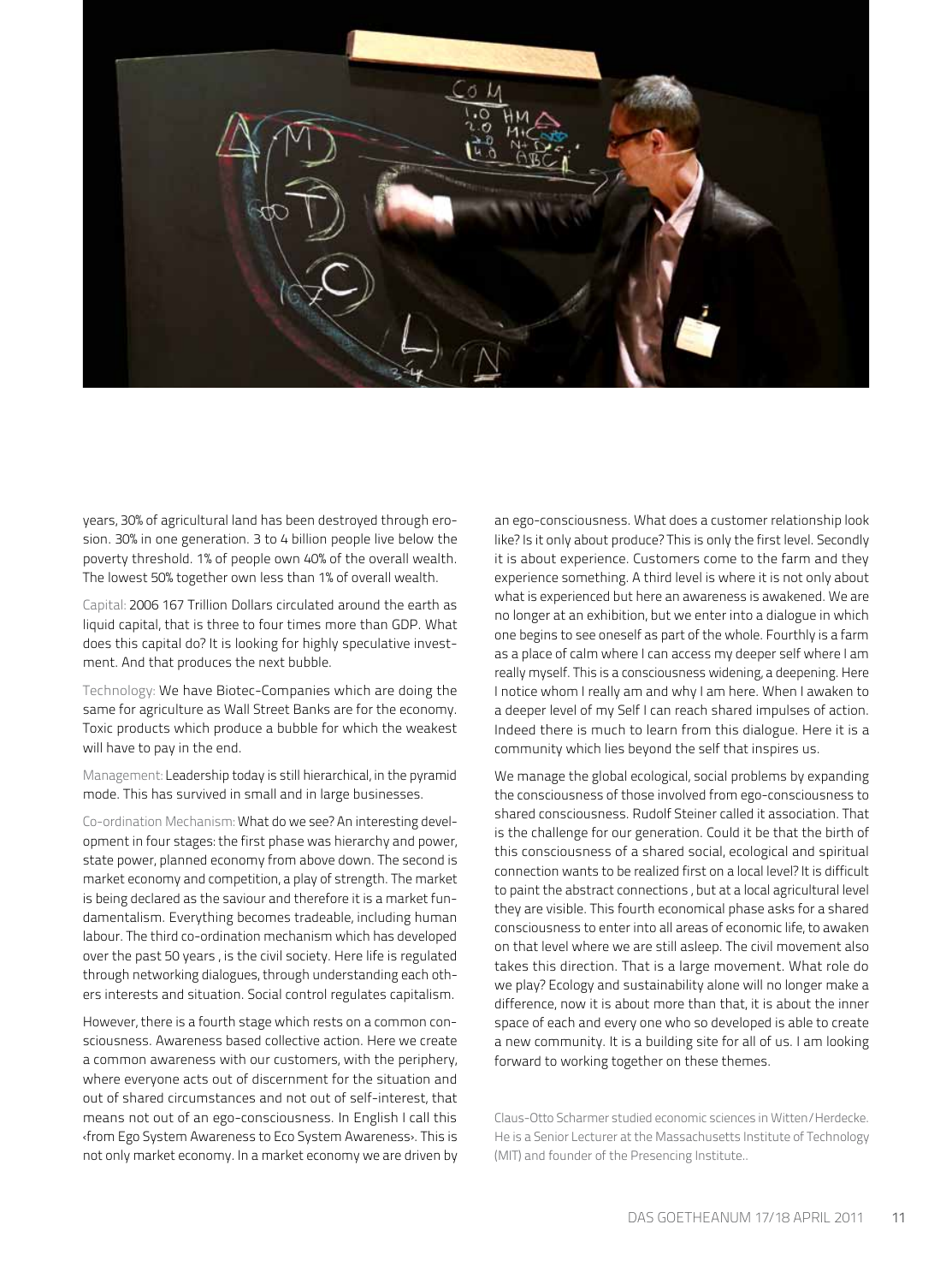years, 30% of agricultural land has been destroyed through erosion. 30% in one generation. 3 to 4 billion people live below the poverty threshold. 1% of people own 40% of the overall wealth. The lowest 50% together own less than 1% of overall wealth.

Capital: 2006 167 Trillion Dollars circulated around the earth as liquid capital, that is three to four times more than GDP. What does this capital do? It is looking for highly speculative investment. And that produces the next bubble.

Technology: We have Biotec-Companies which are doing the same for agriculture as Wall Street Banks are for the economy. Toxic products which produce a bubble for which the weakest will have to pay in the end.

Management: Leadership today is still hierarchical, in the pyramid mode. This has survived in small and in large businesses.

Co-ordination Mechanism: What do we see? An interesting development in four stages: the first phase was hierarchy and power, state power, planned economy from above down. The second is market economy and competition, a play of strength. The market is being declared as the saviour and therefore it is a market fundamentalism. Everything becomes tradeable, including human labour. The third co-ordination mechanism which has developed over the past 50 years , is the civil society. Here life is regulated through networking dialogues, through understanding each others interests and situation. Social control regulates capitalism.

However, there is a fourth stage which rests on a common consciousness. Awareness based collective action. Here we create a common awareness with our customers, with the periphery, where everyone acts out of discernment for the situation and out of shared circumstances and not out of self-interest, that means not out of an ego-consciousness. In English I call this ‹from Ego System Awareness to Eco System Awareness›. This is not only market economy. In a market economy we are driven by an ego-consciousness. What does a customer relationship look like? Is it only about produce? This is only the first level. Secondly it is about experience. Customers come to the farm and they experience something. A third level is where it is not only about what is experienced but here an awareness is awakened. We are no longer at an exhibition, but we enter into a dialogue in which one begins to see oneself as part of the whole. Fourthly is a farm as a place of calm where I can access my deeper self where I am really myself. This is a consciousness widening, a deepening. Here I notice whom I really am and why I am here. When I awaken to a deeper level of my Self I can reach shared impulses of action. Indeed there is much to learn from this dialogue. Here it is a community which lies beyond the self that inspires us.

We manage the global ecological, social problems by expanding the consciousness of those involved from ego-consciousness to shared consciousness. Rudolf Steiner called it association. That is the challenge for our generation. Could it be that the birth of this consciousness of a shared social, ecological and spiritual connection wants to be realized first on a local level? It is difficult to paint the abstract connections , but at a local agricultural level they are visible. This fourth economical phase asks for a shared consciousness to enter into all areas of economic life, to awaken on that level where we are still asleep. The civil movement also takes this direction. That is a large movement. What role do we play? Ecology and sustainability alone will no longer make a difference, now it is about more than that, it is about the inner space of each and every one who so developed is able to create a new community. It is a building site for all of us. I am looking forward to working together on these themes.

Claus-Otto Scharmer studied economic sciences in Witten/Herdecke. He is a Senior Lecturer at the Massachusetts Institute of Technology (MIT) and founder of the Presencing Institute..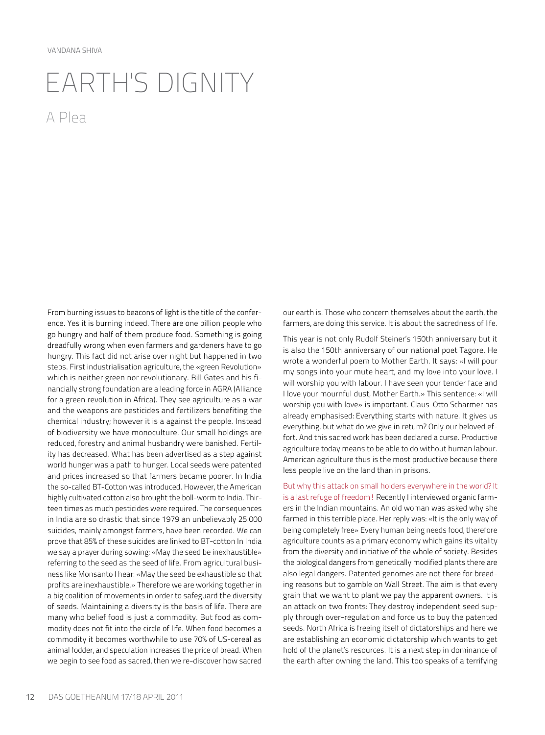VANDANA SHIVA

# EARTH'S DIGNITY

## A Plea

From burning issues to beacons of light is the title of the conference. Yes it is burning indeed. There are one billion people who go hungry and half of them produce food. Something is going dreadfully wrong when even farmers and gardeners have to go hungry. This fact did not arise over night but happened in two steps. First industrialisation agriculture, the «green Revolution» which is neither green nor revolutionary. Bill Gates and his financially strong foundation are a leading force in AGRA (Alliance for a green revolution in Africa). They see agriculture as a war and the weapons are pesticides and fertilizers benefiting the chemical industry; however it is a against the people. Instead of biodiversity we have monoculture. Our small holdings are reduced, forestry and animal husbandry were banished. Fertility has decreased. What has been advertised as a step against world hunger was a path to hunger. Local seeds were patented and prices increased so that farmers became poorer. In India the so-called BT-Cotton was introduced. However, the American highly cultivated cotton also brought the boll-worm to India. Thirteen times as much pesticides were required. The consequences in India are so drastic that since 1979 an unbelievably 25.000 suicides, mainly amongst farmers, have been recorded. We can prove that 85% of these suicides are linked to BT-cotton In India we say a prayer during sowing: «May the seed be inexhaustible» referring to the seed as the seed of life. From agricultural business like Monsanto I hear: «May the seed be exhaustible so that profits are inexhaustible.» Therefore we are working together in a big coalition of movements in order to safeguard the diversity of seeds. Maintaining a diversity is the basis of life. There are many who belief food is just a commodity. But food as commodity does not fit into the circle of life. When food becomes a commodity it becomes worthwhile to use 70% of US-cereal as animal fodder, and speculation increases the price of bread. When we begin to see food as sacred, then we re-discover how sacred our earth is. Those who concern themselves about the earth, the farmers, are doing this service. It is about the sacredness of life.

This year is not only Rudolf Steiner's 150th anniversary but it is also the 150th anniversary of our national poet Tagore. He wrote a wonderful poem to Mother Earth. It says: «I will pour my songs into your mute heart, and my love into your love. I will worship you with labour. I have seen your tender face and I love your mournful dust, Mother Earth.» This sentence: «I will worship you with love» is important. Claus-Otto Scharmer has already emphasised: Everything starts with nature. It gives us everything, but what do we give in return? Only our beloved effort. And this sacred work has been declared a curse. Productive agriculture today means to be able to do without human labour. American agriculture thus is the most productive because there less people live on the land than in prisons.

But why this attack on small holders everywhere in the world? It is a last refuge of freedom! Recently I interviewed organic farmers in the Indian mountains. An old woman was asked why she farmed in this terrible place. Her reply was: «It is the only way of being completely free» Every human being needs food, therefore agriculture counts as a primary economy which gains its vitality from the diversity and initiative of the whole of society. Besides the biological dangers from genetically modified plants there are also legal dangers. Patented genomes are not there for breeding reasons but to gamble on Wall Street. The aim is that every grain that we want to plant we pay the apparent owners. It is an attack on two fronts: They destroy independent seed supply through over-regulation and force us to buy the patented seeds. North Africa is freeing itself of dictatorships and here we are establishing an economic dictatorship which wants to get hold of the planet's resources. It is a next step in dominance of the earth after owning the land. This too speaks of a terrifying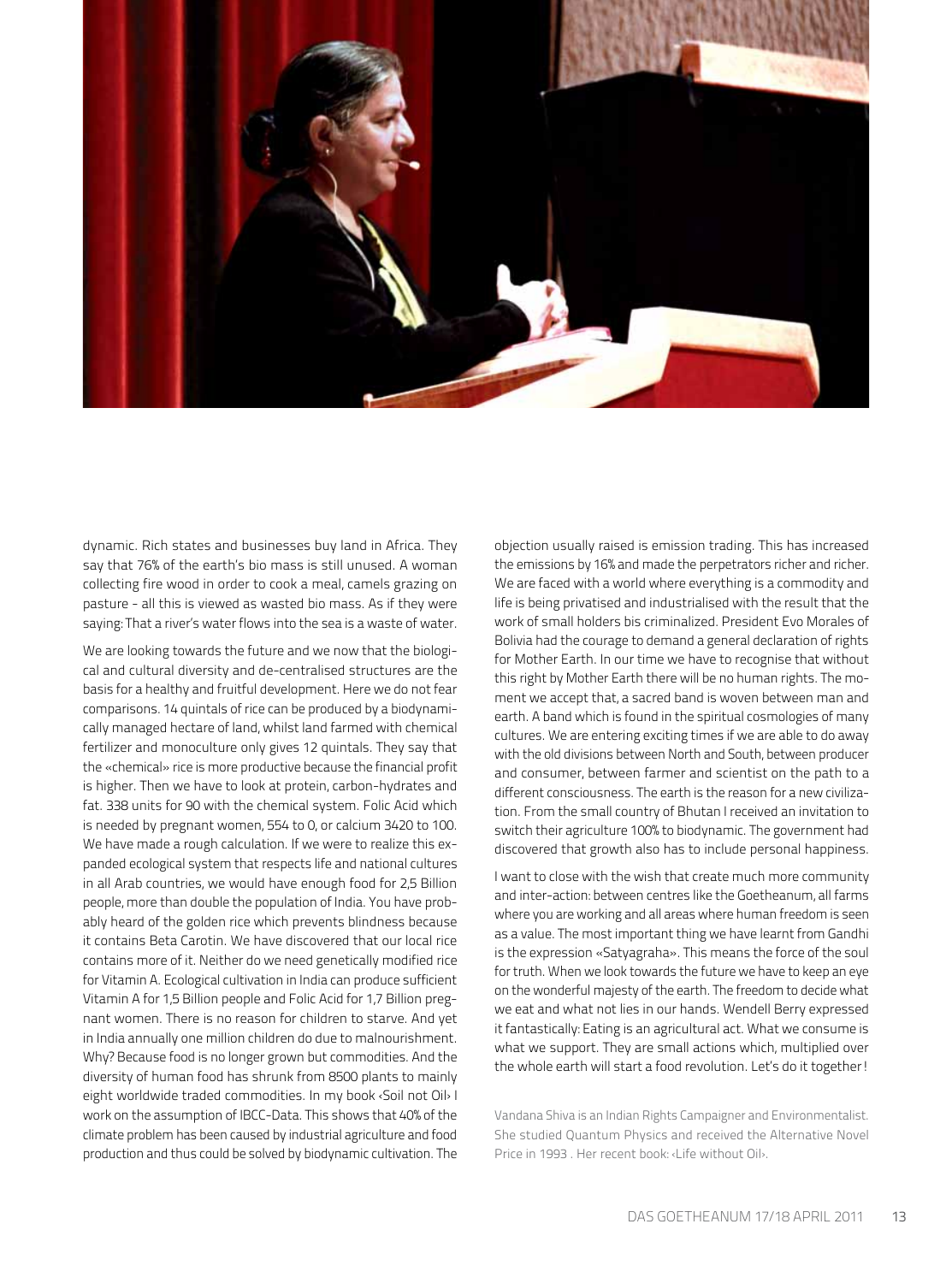dynamic. Rich states and businesses buy land in Africa. They say that 76% of the earth's bio mass is still unused. A woman collecting fire wood in order to cook a meal, camels grazing on pasture - all this is viewed as wasted bio mass. As if they were saying: That a river's water flows into the sea is a waste of water.

We are looking towards the future and we now that the biological and cultural diversity and de-centralised structures are the basis for a healthy and fruitful development. Here we do not fear comparisons. 14 quintals of rice can be produced by a biodynamically managed hectare of land, whilst land farmed with chemical fertilizer and monoculture only gives 12 quintals. They say that the «chemical» rice is more productive because the financial profit is higher. Then we have to look at protein, carbon-hydrates and fat. 338 units for 90 with the chemical system. Folic Acid which is needed by pregnant women, 554 to 0, or calcium 3420 to 100. We have made a rough calculation. If we were to realize this expanded ecological system that respects life and national cultures in all Arab countries, we would have enough food for 2,5 Billion people, more than double the population of India. You have probably heard of the golden rice which prevents blindness because it contains Beta Carotin. We have discovered that our local rice contains more of it. Neither do we need genetically modified rice for Vitamin A. Ecological cultivation in India can produce sufficient Vitamin A for 1,5 Billion people and Folic Acid for 1,7 Billion pregnant women. There is no reason for children to starve. And yet in India annually one million children do due to malnourishment. Why? Because food is no longer grown but commodities. And the diversity of human food has shrunk from 8500 plants to mainly eight worldwide traded commodities. In my book ‹Soil not Oil› I work on the assumption of IBCC-Data. This shows that 40% of the climate problem has been caused by industrial agriculture and food production and thus could be solved by biodynamic cultivation. The objection usually raised is emission trading. This has increased the emissions by 16% and made the perpetrators richer and richer. We are faced with a world where everything is a commodity and life is being privatised and industrialised with the result that the work of small holders bis criminalized. President Evo Morales of Bolivia had the courage to demand a general declaration of rights for Mother Earth. In our time we have to recognise that without this right by Mother Earth there will be no human rights. The moment we accept that, a sacred band is woven between man and earth. A band which is found in the spiritual cosmologies of many cultures. We are entering exciting times if we are able to do away with the old divisions between North and South, between producer and consumer, between farmer and scientist on the path to a different consciousness. The earth is the reason for a new civilization. From the small country of Bhutan I received an invitation to switch their agriculture 100% to biodynamic. The government had discovered that growth also has to include personal happiness.

I want to close with the wish that create much more community and inter-action: between centres like the Goetheanum, all farms where you are working and all areas where human freedom is seen as a value. The most important thing we have learnt from Gandhi is the expression «Satyagraha». This means the force of the soul for truth. When we look towards the future we have to keep an eye on the wonderful majesty of the earth. The freedom to decide what we eat and what not lies in our hands. Wendell Berry expressed it fantastically: Eating is an agricultural act. What we consume is what we support. They are small actions which, multiplied over the whole earth will start a food revolution. Let's do it together!

Vandana Shiva is an Indian Rights Campaigner and Environmentalist. She studied Quantum Physics and received the Alternative Novel Price in 1993 . Her recent book: ‹Life without Oil›.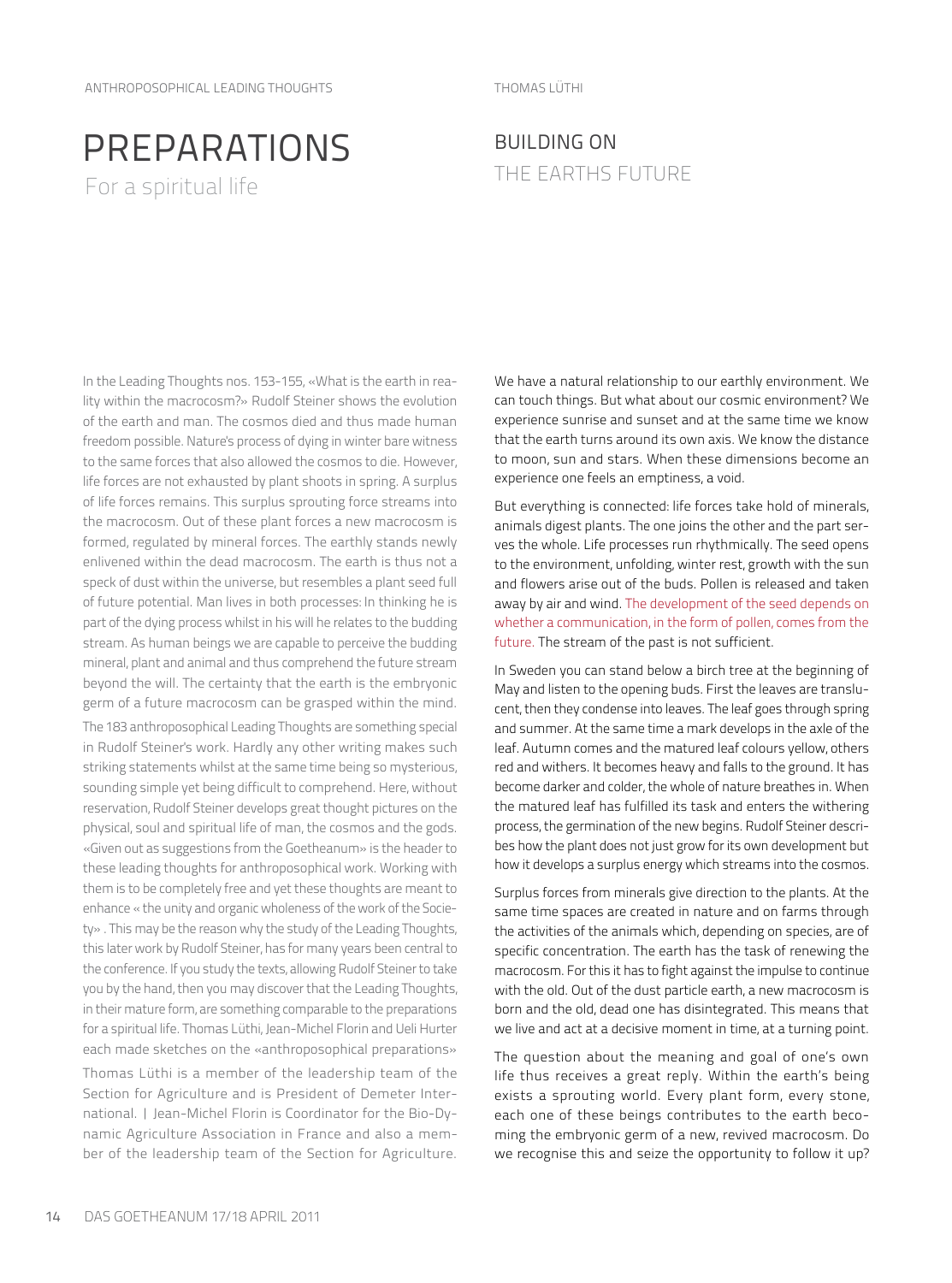ANTHROPOSOPHICAL LEADING THOUGHTS

# PREPARATIONS

## For a spiritual life

In the Leading Thoughts nos. 153-155, «What is the earth in reality within the macrocosm?» Rudolf Steiner shows the evolution of the earth and man. The cosmos died and thus made human freedom possible. Nature's process of dying in winter bare witness to the same forces that also allowed the cosmos to die. However, life forces are not exhausted by plant shoots in spring. A surplus of life forces remains. This surplus sprouting force streams into the macrocosm. Out of these plant forces a new macrocosm is formed, regulated by mineral forces. The earthly stands newly enlivened within the dead macrocosm. The earth is thus not a speck of dust within the universe, but resembles a plant seed full of future potential. Man lives in both processes: In thinking he is part of the dying process whilst in his will he relates to the budding stream. As human beings we are capable to perceive the budding mineral, plant and animal and thus comprehend the future stream beyond the will. The certainty that the earth is the embryonic germ of a future macrocosm can be grasped within the mind.

The 183 anthroposophical Leading Thoughts are something special in Rudolf Steiner's work. Hardly any other writing makes such striking statements whilst at the same time being so mysterious, sounding simple yet being difficult to comprehend. Here, without reservation, Rudolf Steiner develops great thought pictures on the physical, soul and spiritual life of man, the cosmos and the gods. «Given out as suggestions from the Goetheanum» is the header to these leading thoughts for anthroposophical work. Working with them is to be completely free and yet these thoughts are meant to enhance « the unity and organic wholeness of the work of the Society» . This may be the reason why the study of the Leading Thoughts, this later work by Rudolf Steiner, has for many years been central to the conference. If you study the texts, allowing Rudolf Steiner to take you by the hand, then you may discover that the Leading Thoughts, in their mature form, are something comparable to the preparations for a spiritual life. Thomas Lüthi, Jean-Michel Florin and Ueli Hurter each made sketches on the «anthroposophical preparations»

Thomas Lüthi is a member of the leadership team of the Section for Agriculture and is President of Demeter International. | Jean-Michel Florin is Coordinator for the Bio-Dynamic Agriculture Association in France and also a member of the leadership team of the Section for Agriculture.

THOMAS LÜTHI

# BUILDING ON THE EARTHS FUTURE

We have a natural relationship to our earthly environment. We can touch things. But what about our cosmic environment? We experience sunrise and sunset and at the same time we know that the earth turns around its own axis. We know the distance to moon, sun and stars. When these dimensions become an experience one feels an emptiness, a void.

But everything is connected: life forces take hold of minerals, animals digest plants. The one joins the other and the part serves the whole. Life processes run rhythmically. The seed opens to the environment, unfolding, winter rest, growth with the sun and flowers arise out of the buds. Pollen is released and taken away by air and wind. The development of the seed depends on whether a communication, in the form of pollen, comes from the future. The stream of the past is not sufficient.

In Sweden you can stand below a birch tree at the beginning of May and listen to the opening buds. First the leaves are translucent, then they condense into leaves. The leaf goes through spring and summer. At the same time a mark develops in the axle of the leaf. Autumn comes and the matured leaf colours yellow, others red and withers. It becomes heavy and falls to the ground. It has become darker and colder, the whole of nature breathes in. When the matured leaf has fulfilled its task and enters the withering process, the germination of the new begins. Rudolf Steiner describes how the plant does not just grow for its own development but how it develops a surplus energy which streams into the cosmos.

Surplus forces from minerals give direction to the plants. At the same time spaces are created in nature and on farms through the activities of the animals which, depending on species, are of specific concentration. The earth has the task of renewing the macrocosm. For this it has to fight against the impulse to continue with the old. Out of the dust particle earth, a new macrocosm is born and the old, dead one has disintegrated. This means that we live and act at a decisive moment in time, at a turning point.

The question about the meaning and goal of one's own life thus receives a great reply. Within the earth's being exists a sprouting world. Every plant form, every stone, each one of these beings contributes to the earth becoming the embryonic germ of a new, revived macrocosm. Do we recognise this and seize the opportunity to follow it up?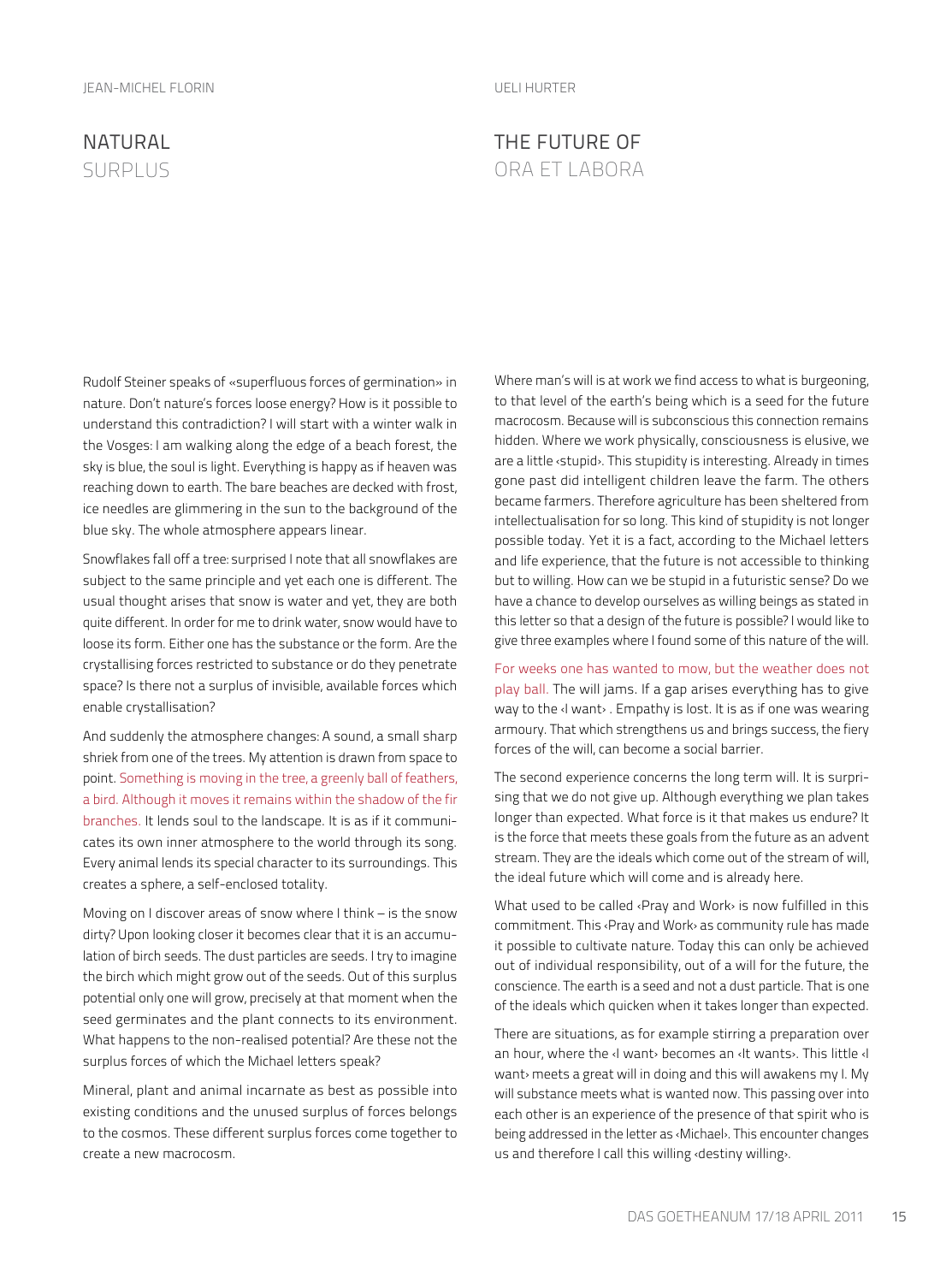JEAN-MICHEL FLORIN

## NATURAL SURPLUS

Rudolf Steiner speaks of «superfluous forces of germination» in nature. Don't nature's forces loose energy? How is it possible to understand this contradiction? I will start with a winter walk in the Vosges: I am walking along the edge of a beach forest, the sky is blue, the soul is light. Everything is happy as if heaven was reaching down to earth. The bare beaches are decked with frost, ice needles are glimmering in the sun to the background of the blue sky. The whole atmosphere appears linear.

Snowflakes fall off a tree: surprised I note that all snowflakes are subject to the same principle and yet each one is different. The usual thought arises that snow is water and yet, they are both quite different. In order for me to drink water, snow would have to loose its form. Either one has the substance or the form. Are the crystallising forces restricted to substance or do they penetrate space? Is there not a surplus of invisible, available forces which enable crystallisation?

And suddenly the atmosphere changes: A sound, a small sharp shriek from one of the trees. My attention is drawn from space to point. Something is moving in the tree, a greenly ball of feathers, a bird. Although it moves it remains within the shadow of the fir branches. It lends soul to the landscape. It is as if it communicates its own inner atmosphere to the world through its song. Every animal lends its special character to its surroundings. This creates a sphere, a self-enclosed totality.

Moving on I discover areas of snow where I think – is the snow dirty? Upon looking closer it becomes clear that it is an accumulation of birch seeds. The dust particles are seeds. I try to imagine the birch which might grow out of the seeds. Out of this surplus potential only one will grow, precisely at that moment when the seed germinates and the plant connects to its environment. What happens to the non-realised potential? Are these not the surplus forces of which the Michael letters speak?

Mineral, plant and animal incarnate as best as possible into existing conditions and the unused surplus of forces belongs to the cosmos. These different surplus forces come together to create a new macrocosm.

UELI HURTER

## THE FUTURE OF ORA ET LABORA

Where man's will is at work we find access to what is burgeoning, to that level of the earth's being which is a seed for the future macrocosm. Because will is subconscious this connection remains hidden. Where we work physically, consciousness is elusive, we are a little ‹stupid›. This stupidity is interesting. Already in times gone past did intelligent children leave the farm. The others became farmers. Therefore agriculture has been sheltered from intellectualisation for so long. This kind of stupidity is not longer possible today. Yet it is a fact, according to the Michael letters and life experience, that the future is not accessible to thinking but to willing. How can we be stupid in a futuristic sense? Do we have a chance to develop ourselves as willing beings as stated in this letter so that a design of the future is possible? I would like to give three examples where I found some of this nature of the will.

For weeks one has wanted to mow, but the weather does not play ball. The will jams. If a gap arises everything has to give way to the ‹I want› . Empathy is lost. It is as if one was wearing armoury. That which strengthens us and brings success, the fiery forces of the will, can become a social barrier.

The second experience concerns the long term will. It is surprising that we do not give up. Although everything we plan takes longer than expected. What force is it that makes us endure? It is the force that meets these goals from the future as an advent stream. They are the ideals which come out of the stream of will, the ideal future which will come and is already here.

What used to be called ‹Pray and Work› is now fulfilled in this commitment. This ‹Pray and Work› as community rule has made it possible to cultivate nature. Today this can only be achieved out of individual responsibility, out of a will for the future, the conscience. The earth is a seed and not a dust particle. That is one of the ideals which quicken when it takes longer than expected.

There are situations, as for example stirring a preparation over an hour, where the ‹I want› becomes an ‹It wants›. This little ‹I want› meets a great will in doing and this will awakens my I. My will substance meets what is wanted now. This passing over into each other is an experience of the presence of that spirit who is being addressed in the letter as ‹Michael›. This encounter changes us and therefore I call this willing ‹destiny willing›.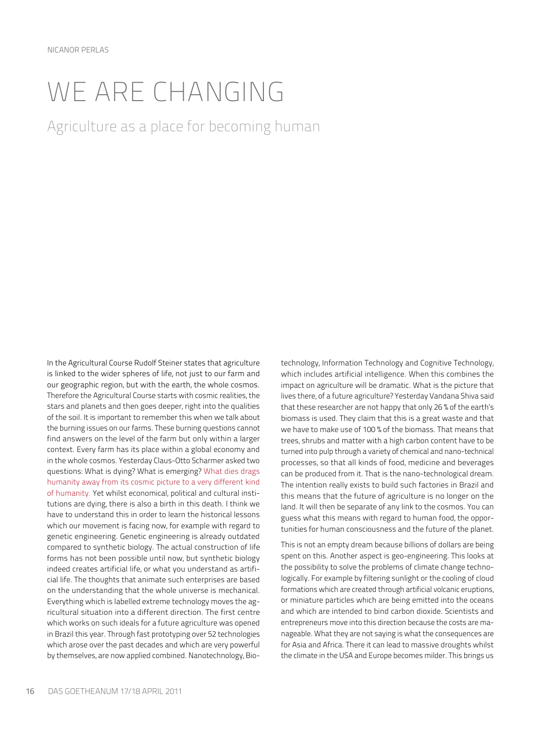NICANOR PERLAS

# WE ARE CHANGING

## Agriculture as a place for becoming human

In the Agricultural Course Rudolf Steiner states that agriculture is linked to the wider spheres of life, not just to our farm and our geographic region, but with the earth, the whole cosmos. Therefore the Agricultural Course starts with cosmic realities, the stars and planets and then goes deeper, right into the qualities of the soil. It is important to remember this when we talk about the burning issues on our farms. These burning questions cannot find answers on the level of the farm but only within a larger context. Every farm has its place within a global economy and in the whole cosmos. Yesterday Claus-Otto Scharmer asked two questions: What is dying? What is emerging? What dies drags humanity away from its cosmic picture to a very different kind of humanity. Yet whilst economical, political and cultural institutions are dying, there is also a birth in this death. I think we have to understand this in order to learn the historical lessons which our movement is facing now, for example with regard to genetic engineering. Genetic engineering is already outdated compared to synthetic biology. The actual construction of life forms has not been possible until now, but synthetic biology indeed creates artificial life, or what you understand as artificial life. The thoughts that animate such enterprises are based on the understanding that the whole universe is mechanical. Everything which is labelled extreme technology moves the agricultural situation into a different direction. The first centre which works on such ideals for a future agriculture was opened in Brazil this year. Through fast prototyping over 52 technologies which arose over the past decades and which are very powerful by themselves, are now applied combined. Nanotechnology, Biotechnology, Information Technology and Cognitive Technology, which includes artificial intelligence. When this combines the impact on agriculture will be dramatic. What is the picture that lives there, of a future agriculture? Yesterday Vandana Shiva said that these researcher are not happy that only 26 % of the earth's biomass is used. They claim that this is a great waste and that we have to make use of 100 % of the biomass. That means that trees, shrubs and matter with a high carbon content have to be turned into pulp through a variety of chemical and nano-technical processes, so that all kinds of food, medicine and beverages can be produced from it. That is the nano-technological dream. The intention really exists to build such factories in Brazil and this means that the future of agriculture is no longer on the land. It will then be separate of any link to the cosmos. You can guess what this means with regard to human food, the opportunities for human consciousness and the future of the planet.

This is not an empty dream because billions of dollars are being spent on this. Another aspect is geo-engineering. This looks at the possibility to solve the problems of climate change technologically. For example by filtering sunlight or the cooling of cloud formations which are created through artificial volcanic eruptions, or miniature particles which are being emitted into the oceans and which are intended to bind carbon dioxide. Scientists and entrepreneurs move into this direction because the costs are manageable. What they are not saying is what the consequences are for Asia and Africa. There it can lead to massive droughts whilst the climate in the USA and Europe becomes milder. This brings us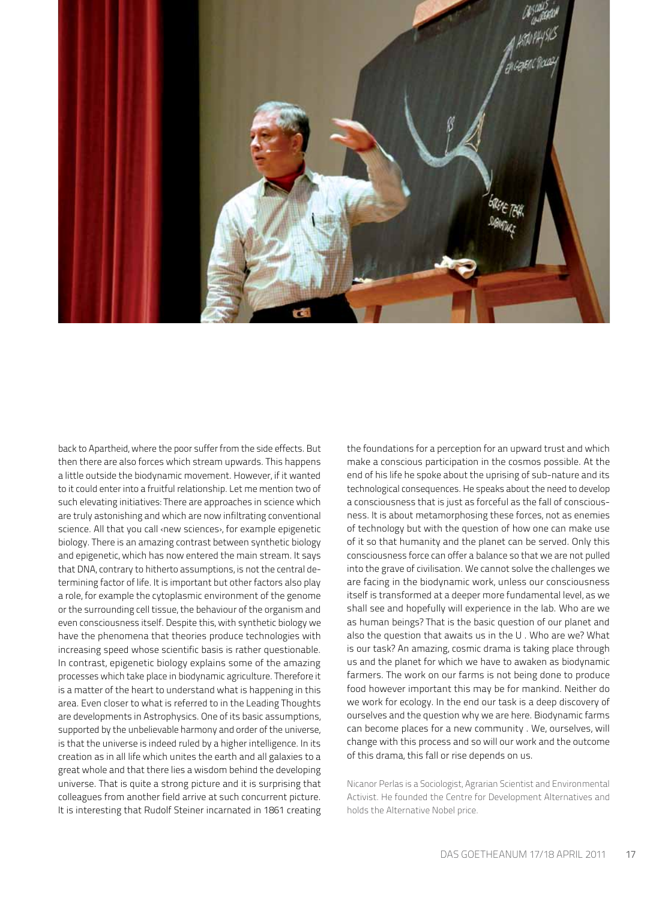back to Apartheid, where the poor suffer from the side effects. But then there are also forces which stream upwards. This happens a little outside the biodynamic movement. However, if it wanted to it could enter into a fruitful relationship. Let me mention two of such elevating initiatives: There are approaches in science which are truly astonishing and which are now infiltrating conventional science. All that you call ‹new sciences›, for example epigenetic biology. There is an amazing contrast between synthetic biology and epigenetic, which has now entered the main stream. It says that DNA, contrary to hitherto assumptions, is not the central determining factor of life. It is important but other factors also play a role, for example the cytoplasmic environment of the genome or the surrounding cell tissue, the behaviour of the organism and even consciousness itself. Despite this, with synthetic biology we have the phenomena that theories produce technologies with increasing speed whose scientific basis is rather questionable. In contrast, epigenetic biology explains some of the amazing processes which take place in biodynamic agriculture. Therefore it is a matter of the heart to understand what is happening in this area. Even closer to what is referred to in the Leading Thoughts are developments in Astrophysics. One of its basic assumptions, supported by the unbelievable harmony and order of the universe, is that the universe is indeed ruled by a higher intelligence. In its creation as in all life which unites the earth and all galaxies to a great whole and that there lies a wisdom behind the developing universe. That is quite a strong picture and it is surprising that colleagues from another field arrive at such concurrent picture. It is interesting that Rudolf Steiner incarnated in 1861 creating the foundations for a perception for an upward trust and which make a conscious participation in the cosmos possible. At the end of his life he spoke about the uprising of sub-nature and its technological consequences. He speaks about the need to develop a consciousness that is just as forceful as the fall of consciousness. It is about metamorphosing these forces, not as enemies of technology but with the question of how one can make use of it so that humanity and the planet can be served. Only this consciousness force can offer a balance so that we are not pulled into the grave of civilisation. We cannot solve the challenges we are facing in the biodynamic work, unless our consciousness itself is transformed at a deeper more fundamental level, as we shall see and hopefully will experience in the lab. Who are we as human beings? That is the basic question of our planet and also the question that awaits us in the U . Who are we? What is our task? An amazing, cosmic drama is taking place through us and the planet for which we have to awaken as biodynamic farmers. The work on our farms is not being done to produce food however important this may be for mankind. Neither do we work for ecology. In the end our task is a deep discovery of ourselves and the question why we are here. Biodynamic farms can become places for a new community . We, ourselves, will change with this process and so will our work and the outcome of this drama, this fall or rise depends on us.

Nicanor Perlas is a Sociologist, Agrarian Scientist and Environmental Activist. He founded the Centre for Development Alternatives and holds the Alternative Nobel price.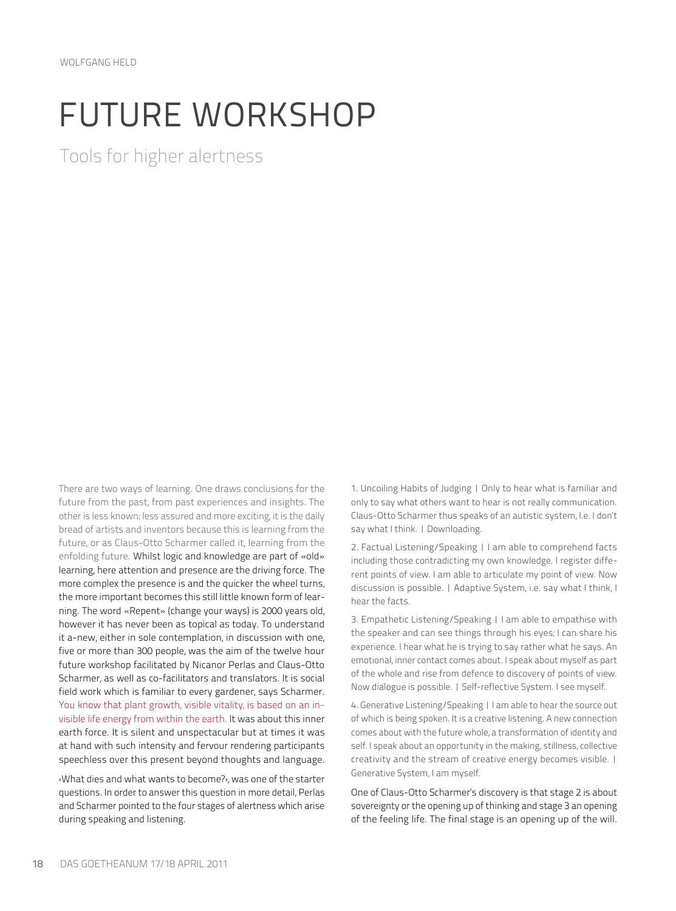WOLFGANG HELD

# FUTURE WORKSHOP

## Tools for higher alertness

There are two ways of learning. One draws conclusions for the future from the past, from past experiences and insights. The other is less known: less assured and more exciting, it is the daily bread of artists and inventors because this is learning from the future, or as Claus-Otto Scharmer called it, learning from the enfolding future. Whilst logic and knowledge are part of «old» learning, here attention and presence are the driving force. The more complex the presence is and the quicker the wheel turns, the more important becomes this still little known form of learning. The word «Repent» (change your ways) is 2000 years old, however it has never been as topical as today. To understand it a-new, either in sole contemplation, in discussion with one, five or more than 300 people, was the aim of the twelve hour future workshop facilitated by Nicanor Perlas and Claus-Otto Scharmer, as well as co-facilitators and translators. It is social field work which is familiar to every gardener, says Scharmer. You know that plant growth, visible vitality, is based on an invisible life energy from within the earth. It was about this inner earth force. It is silent and unspectacular but at times it was at hand with such intensity and fervour rendering participants speechless over this present beyond thoughts and language.

‹What dies and what wants to become?›, was one of the starter questions. In order to answer this question in more detail, Perlas and Scharmer pointed to the four stages of alertness which arise during speaking and listening.

1. Uncoiling Habits of Judging | Only to hear what is familiar and only to say what others want to hear is not really communication. Claus-Otto Scharmer thus speaks of an autistic system, I.e. I don't say what I think. | Downloading.

2. Factual Listening/Speaking | I am able to comprehend facts including those contradicting my own knowledge. I register different points of view. I am able to articulate my point of view. Now discussion is possible. | Adaptive System, i.e. say what I think, I hear the facts.

3. Empathetic Listening/Speaking | I am able to empathise with the speaker and can see things through his eyes; I can share his experience. I hear what he is trying to say rather what he says. An emotional, inner contact comes about. I speak about myself as part of the whole and rise from defence to discovery of points of view. Now dialogue is possible. | Self-reflective System. I see myself.

4. Generative Listening/Speaking | I am able to hear the source out of which is being spoken. It is a creative listening. A new connection comes about with the future whole, a transformation of identity and self. I speak about an opportunity in the making, stillness, collective creativity and the stream of creative energy becomes visible. | Generative System, I am myself.

One of Claus-Otto Scharmer's discovery is that stage 2 is about sovereignty or the opening up of thinking and stage 3 an opening of the feeling life. The final stage is an opening up of the will.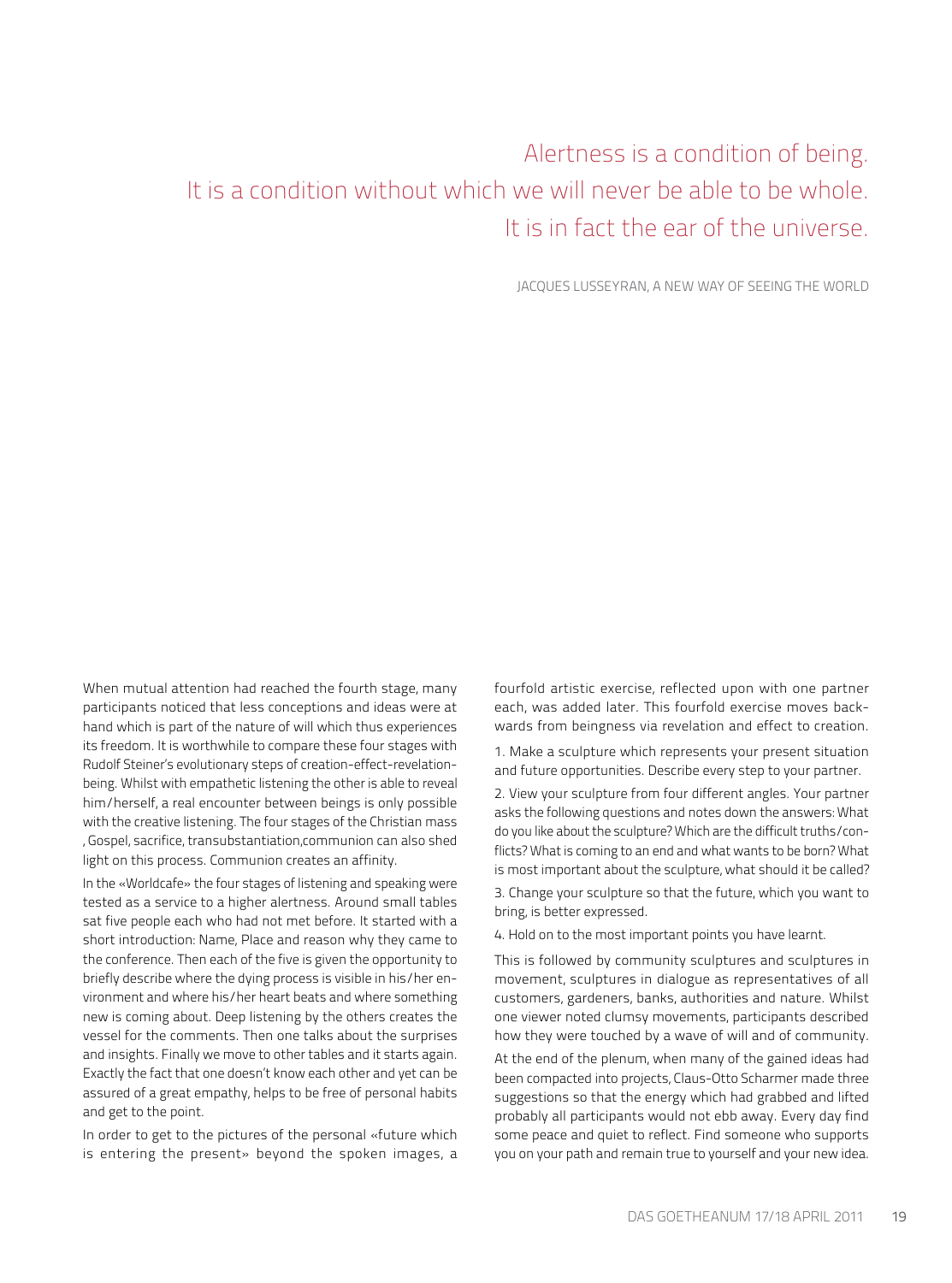> Alertness is a condition of being.
> It is a condition without which we will never be able to be whole.
> It is in fact the ear of the universe.
>
> JACQUES LUSSEYRAN, A NEW WAY OF SEEING THE WORLD

When mutual attention had reached the fourth stage, many participants noticed that less conceptions and ideas were at hand which is part of the nature of will which thus experiences its freedom. It is worthwhile to compare these four stages with Rudolf Steiner's evolutionary steps of creation-effect-revelation-being. Whilst with empathetic listening the other is able to reveal him/herself, a real encounter between beings is only possible with the creative listening. The four stages of the Christian mass , Gospel, sacrifice, transubstantiation,communion can also shed light on this process. Communion creates an affinity.

In the «Worldcafe» the four stages of listening and speaking were tested as a service to a higher alertness. Around small tables sat five people each who had not met before. It started with a short introduction: Name, Place and reason why they came to the conference. Then each of the five is given the opportunity to briefly describe where the dying process is visible in his/her environment and where his/her heart beats and where something new is coming about. Deep listening by the others creates the vessel for the comments. Then one talks about the surprises and insights. Finally we move to other tables and it starts again. Exactly the fact that one doesn't know each other and yet can be assured of a great empathy, helps to be free of personal habits and get to the point.

In order to get to the pictures of the personal «future which is entering the present» beyond the spoken images, a fourfold artistic exercise, reflected upon with one partner each, was added later. This fourfold exercise moves backwards from beingness via revelation and effect to creation.

1. Make a sculpture which represents your present situation and future opportunities. Describe every step to your partner.

2. View your sculpture from four different angles. Your partner asks the following questions and notes down the answers: What do you like about the sculpture? Which are the difficult truths/conflicts? What is coming to an end and what wants to be born? What is most important about the sculpture, what should it be called?

3. Change your sculpture so that the future, which you want to bring, is better expressed.

4. Hold on to the most important points you have learnt.

This is followed by community sculptures and sculptures in movement, sculptures in dialogue as representatives of all customers, gardeners, banks, authorities and nature. Whilst one viewer noted clumsy movements, participants described how they were touched by a wave of will and of community.

At the end of the plenum, when many of the gained ideas had been compacted into projects, Claus-Otto Scharmer made three suggestions so that the energy which had grabbed and lifted probably all participants would not ebb away. Every day find some peace and quiet to reflect. Find someone who supports you on your path and remain true to yourself and your new idea.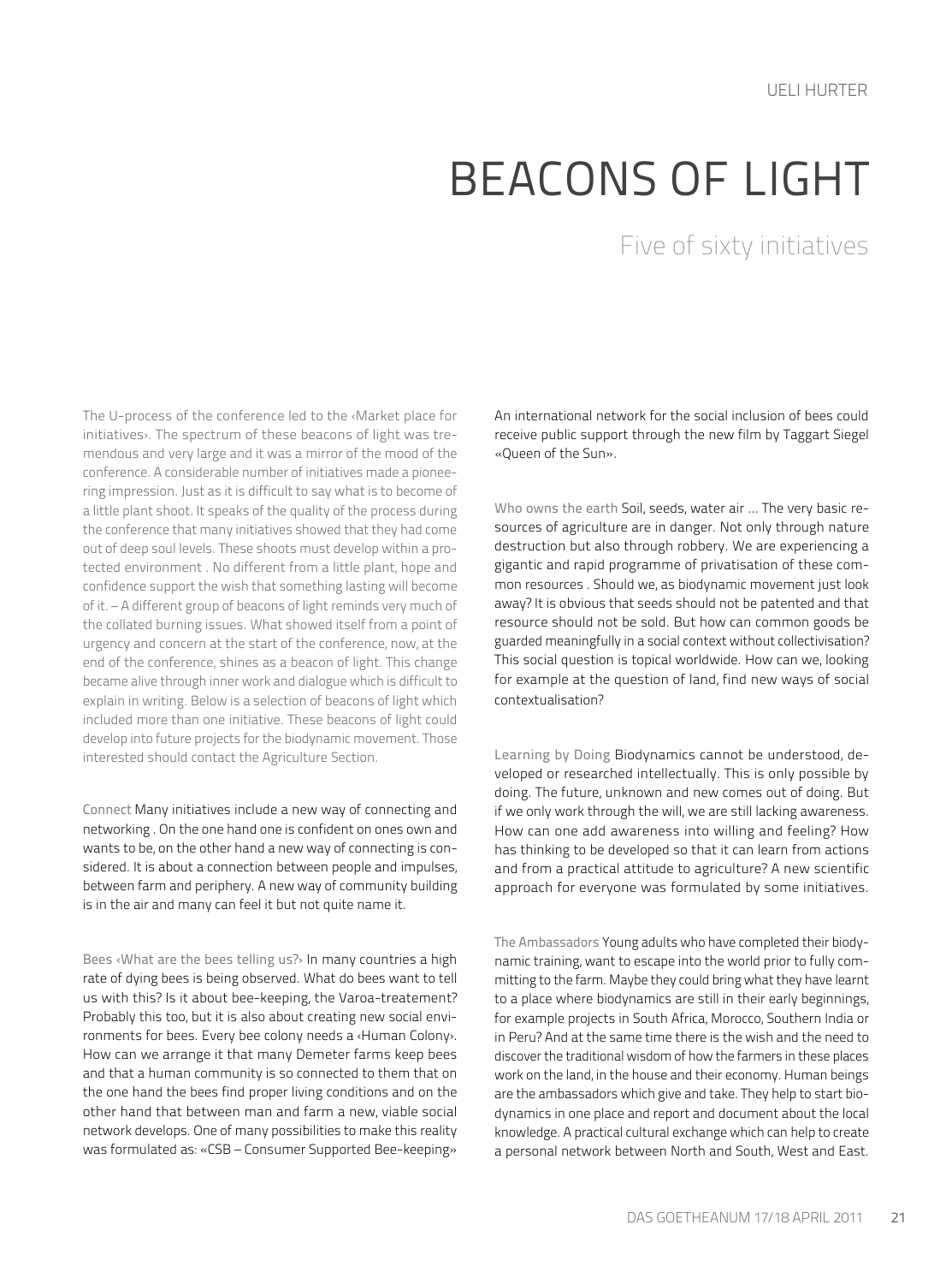UELI HURTER

# BEACONS OF LIGHT

## Five of sixty initiatives

The U-process of the conference led to the ‹Market place for initiatives›. The spectrum of these beacons of light was tremendous and very large and it was a mirror of the mood of the conference. A considerable number of initiatives made a pioneering impression. Just as it is difficult to say what is to become of a little plant shoot. It speaks of the quality of the process during the conference that many initiatives showed that they had come out of deep soul levels. These shoots must develop within a protected environment . No different from a little plant, hope and confidence support the wish that something lasting will become of it. – A different group of beacons of light reminds very much of the collated burning issues. What showed itself from a point of urgency and concern at the start of the conference, now, at the end of the conference, shines as a beacon of light. This change became alive through inner work and dialogue which is difficult to explain in writing. Below is a selection of beacons of light which included more than one initiative. These beacons of light could develop into future projects for the biodynamic movement. Those interested should contact the Agriculture Section.

Connect Many initiatives include a new way of connecting and networking . On the one hand one is confident on ones own and wants to be, on the other hand a new way of connecting is considered. It is about a connection between people and impulses, between farm and periphery. A new way of community building is in the air and many can feel it but not quite name it.

Bees ‹What are the bees telling us?› In many countries a high rate of dying bees is being observed. What do bees want to tell us with this? Is it about bee-keeping, the Varoa-treatement? Probably this too, but it is also about creating new social environments for bees. Every bee colony needs a ‹Human Colony›. How can we arrange it that many Demeter farms keep bees and that a human community is so connected to them that on the one hand the bees find proper living conditions and on the other hand that between man and farm a new, viable social network develops. One of many possibilities to make this reality was formulated as: «CSB – Consumer Supported Bee-keeping» An international network for the social inclusion of bees could receive public support through the new film by Taggart Siegel «Queen of the Sun».

Who owns the earth Soil, seeds, water air ... The very basic resources of agriculture are in danger. Not only through nature destruction but also through robbery. We are experiencing a gigantic and rapid programme of privatisation of these common resources . Should we, as biodynamic movement just look away? It is obvious that seeds should not be patented and that resource should not be sold. But how can common goods be guarded meaningfully in a social context without collectivisation? This social question is topical worldwide. How can we, looking for example at the question of land, find new ways of social contextualisation?

Learning by Doing Biodynamics cannot be understood, developed or researched intellectually. This is only possible by doing. The future, unknown and new comes out of doing. But if we only work through the will, we are still lacking awareness. How can one add awareness into willing and feeling? How has thinking to be developed so that it can learn from actions and from a practical attitude to agriculture? A new scientific approach for everyone was formulated by some initiatives.

The Ambassadors Young adults who have completed their biodynamic training, want to escape into the world prior to fully committing to the farm. Maybe they could bring what they have learnt to a place where biodynamics are still in their early beginnings, for example projects in South Africa, Morocco, Southern India or in Peru? And at the same time there is the wish and the need to discover the traditional wisdom of how the farmers in these places work on the land, in the house and their economy. Human beings are the ambassadors which give and take. They help to start biodynamics in one place and report and document about the local knowledge. A practical cultural exchange which can help to create a personal network between North and South, West and East.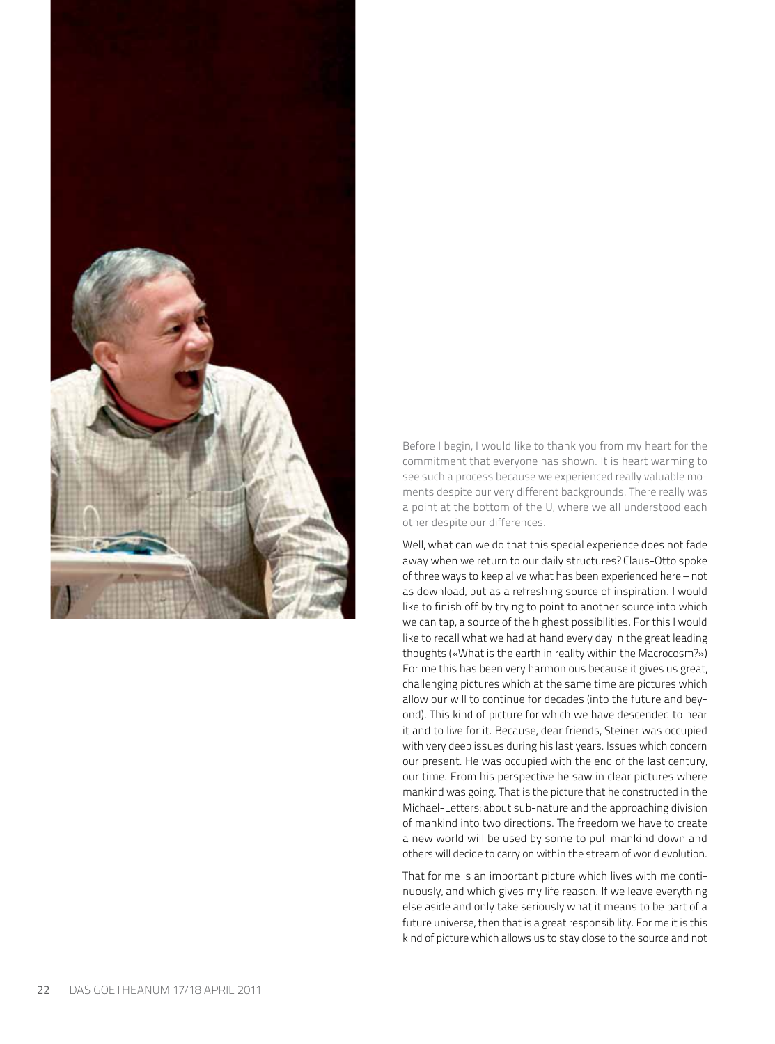Before I begin, I would like to thank you from my heart for the commitment that everyone has shown. It is heart warming to see such a process because we experienced really valuable moments despite our very different backgrounds. There really was a point at the bottom of the U, where we all understood each other despite our differences.

Well, what can we do that this special experience does not fade away when we return to our daily structures? Claus-Otto spoke of three ways to keep alive what has been experienced here – not as download, but as a refreshing source of inspiration. I would like to finish off by trying to point to another source into which we can tap, a source of the highest possibilities. For this I would like to recall what we had at hand every day in the great leading thoughts («What is the earth in reality within the Macrocosm?») For me this has been very harmonious because it gives us great, challenging pictures which at the same time are pictures which allow our will to continue for decades (into the future and beyond). This kind of picture for which we have descended to hear it and to live for it. Because, dear friends, Steiner was occupied with very deep issues during his last years. Issues which concern our present. He was occupied with the end of the last century, our time. From his perspective he saw in clear pictures where mankind was going. That is the picture that he constructed in the Michael-Letters: about sub-nature and the approaching division of mankind into two directions. The freedom we have to create a new world will be used by some to pull mankind down and others will decide to carry on within the stream of world evolution.

That for me is an important picture which lives with me continuously, and which gives my life reason. If we leave everything else aside and only take seriously what it means to be part of a future universe, then that is a great responsibility. For me it is this kind of picture which allows us to stay close to the source and not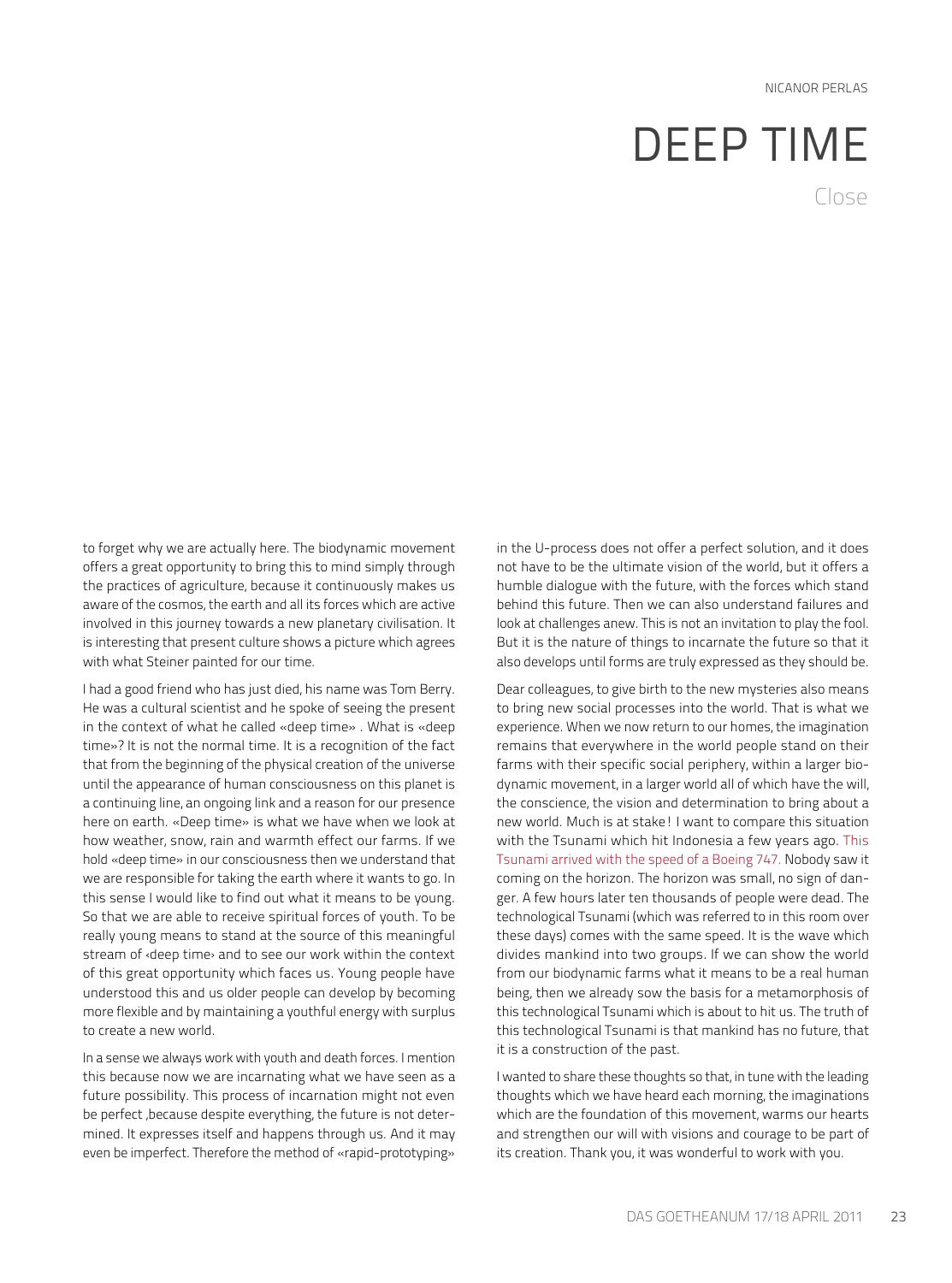NICANOR PERLAS

# DEEP TIME

Close

to forget why we are actually here. The biodynamic movement offers a great opportunity to bring this to mind simply through the practices of agriculture, because it continuously makes us aware of the cosmos, the earth and all its forces which are active involved in this journey towards a new planetary civilisation. It is interesting that present culture shows a picture which agrees with what Steiner painted for our time.

I had a good friend who has just died, his name was Tom Berry. He was a cultural scientist and he spoke of seeing the present in the context of what he called «deep time» . What is «deep time»? It is not the normal time. It is a recognition of the fact that from the beginning of the physical creation of the universe until the appearance of human consciousness on this planet is a continuing line, an ongoing link and a reason for our presence here on earth. «Deep time» is what we have when we look at how weather, snow, rain and warmth effect our farms. If we hold «deep time» in our consciousness then we understand that we are responsible for taking the earth where it wants to go. In this sense I would like to find out what it means to be young. So that we are able to receive spiritual forces of youth. To be really young means to stand at the source of this meaningful stream of ‹deep time› and to see our work within the context of this great opportunity which faces us. Young people have understood this and us older people can develop by becoming more flexible and by maintaining a youthful energy with surplus to create a new world.

In a sense we always work with youth and death forces. I mention this because now we are incarnating what we have seen as a future possibility. This process of incarnation might not even be perfect ,because despite everything, the future is not determined. It expresses itself and happens through us. And it may even be imperfect. Therefore the method of «rapid-prototyping» in the U-process does not offer a perfect solution, and it does not have to be the ultimate vision of the world, but it offers a humble dialogue with the future, with the forces which stand behind this future. Then we can also understand failures and look at challenges anew. This is not an invitation to play the fool. But it is the nature of things to incarnate the future so that it also develops until forms are truly expressed as they should be.

Dear colleagues, to give birth to the new mysteries also means to bring new social processes into the world. That is what we experience. When we now return to our homes, the imagination remains that everywhere in the world people stand on their farms with their specific social periphery, within a larger biodynamic movement, in a larger world all of which have the will, the conscience, the vision and determination to bring about a new world. Much is at stake! I want to compare this situation with the Tsunami which hit Indonesia a few years ago. This Tsunami arrived with the speed of a Boeing 747. Nobody saw it coming on the horizon. The horizon was small, no sign of danger. A few hours later ten thousands of people were dead. The technological Tsunami (which was referred to in this room over these days) comes with the same speed. It is the wave which divides mankind into two groups. If we can show the world from our biodynamic farms what it means to be a real human being, then we already sow the basis for a metamorphosis of this technological Tsunami which is about to hit us. The truth of this technological Tsunami is that mankind has no future, that it is a construction of the past.

I wanted to share these thoughts so that, in tune with the leading thoughts which we have heard each morning, the imaginations which are the foundation of this movement, warms our hearts and strengthen our will with visions and courage to be part of its creation. Thank you, it was wonderful to work with you.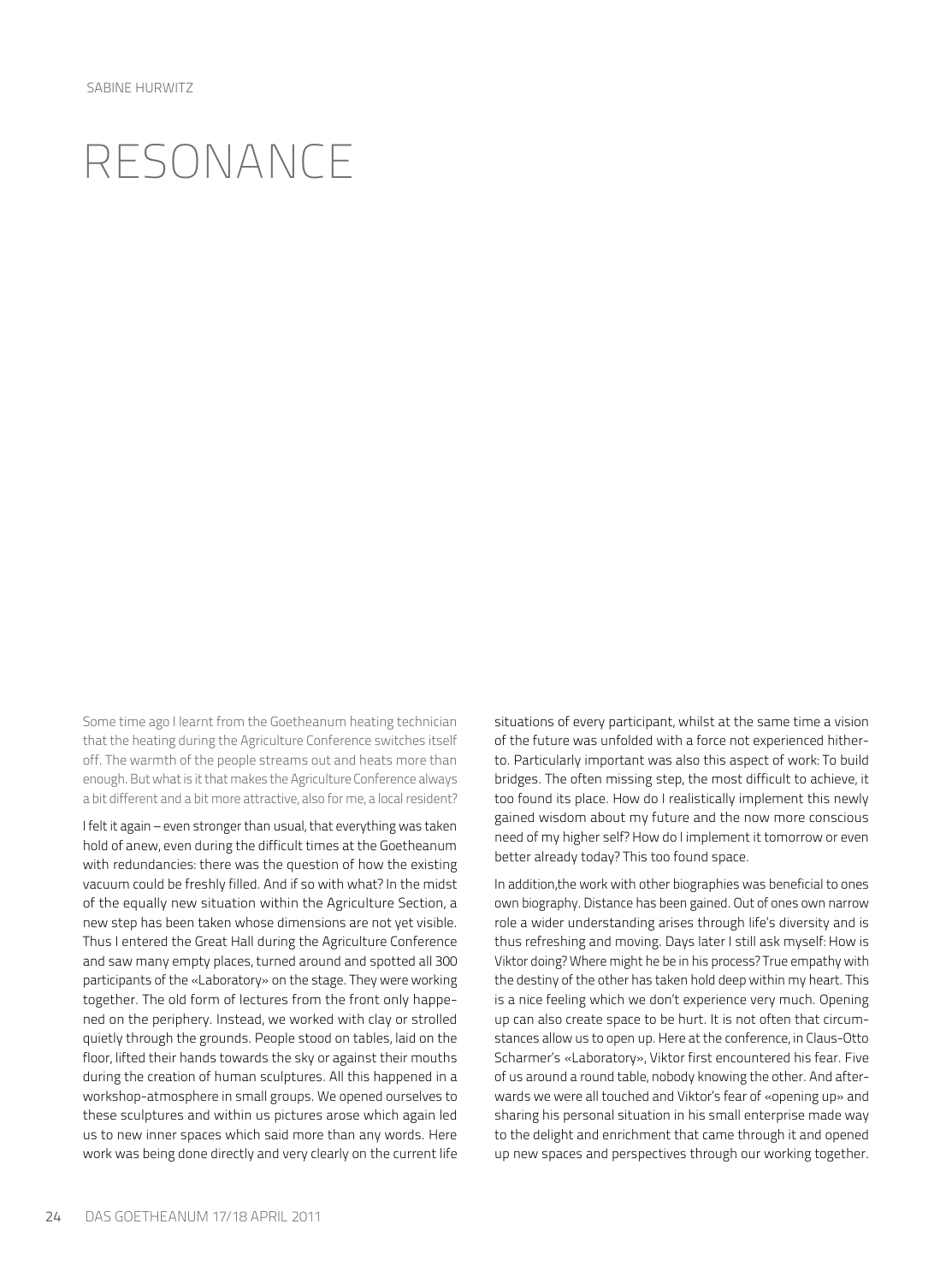SABINE HURWITZ

# RESONANCE

Some time ago I learnt from the Goetheanum heating technician that the heating during the Agriculture Conference switches itself off. The warmth of the people streams out and heats more than enough. But what is it that makes the Agriculture Conference always a bit different and a bit more attractive, also for me, a local resident?

I felt it again – even stronger than usual, that everything was taken hold of anew, even during the difficult times at the Goetheanum with redundancies: there was the question of how the existing vacuum could be freshly filled. And if so with what? In the midst of the equally new situation within the Agriculture Section, a new step has been taken whose dimensions are not yet visible. Thus I entered the Great Hall during the Agriculture Conference and saw many empty places, turned around and spotted all 300 participants of the «Laboratory» on the stage. They were working together. The old form of lectures from the front only happened on the periphery. Instead, we worked with clay or strolled quietly through the grounds. People stood on tables, laid on the floor, lifted their hands towards the sky or against their mouths during the creation of human sculptures. All this happened in a workshop-atmosphere in small groups. We opened ourselves to these sculptures and within us pictures arose which again led us to new inner spaces which said more than any words. Here work was being done directly and very clearly on the current life situations of every participant, whilst at the same time a vision of the future was unfolded with a force not experienced hitherto. Particularly important was also this aspect of work: To build bridges. The often missing step, the most difficult to achieve, it too found its place. How do I realistically implement this newly gained wisdom about my future and the now more conscious need of my higher self? How do I implement it tomorrow or even better already today? This too found space.

In addition,the work with other biographies was beneficial to ones own biography. Distance has been gained. Out of ones own narrow role a wider understanding arises through life's diversity and is thus refreshing and moving. Days later I still ask myself: How is Viktor doing? Where might he be in his process? True empathy with the destiny of the other has taken hold deep within my heart. This is a nice feeling which we don't experience very much. Opening up can also create space to be hurt. It is not often that circumstances allow us to open up. Here at the conference, in Claus-Otto Scharmer's «Laboratory», Viktor first encountered his fear. Five of us around a round table, nobody knowing the other. And afterwards we were all touched and Viktor's fear of «opening up» and sharing his personal situation in his small enterprise made way to the delight and enrichment that came through it and opened up new spaces and perspectives through our working together.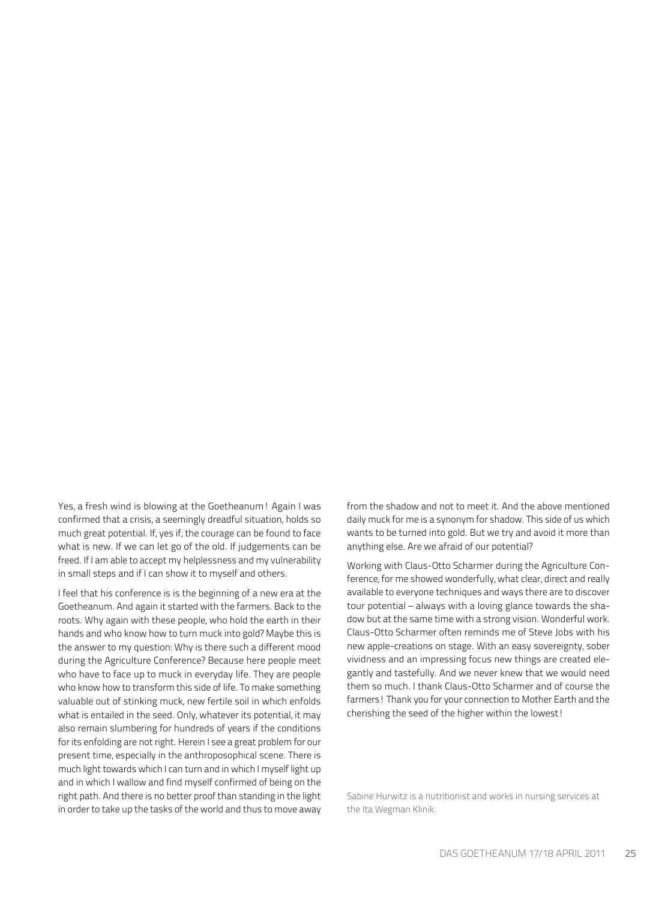Yes, a fresh wind is blowing at the Goetheanum! Again I was confirmed that a crisis, a seemingly dreadful situation, holds so much great potential. If, yes if, the courage can be found to face what is new. If we can let go of the old. If judgements can be freed. If I am able to accept my helplessness and my vulnerability in small steps and if I can show it to myself and others.

I feel that his conference is is the beginning of a new era at the Goetheanum. And again it started with the farmers. Back to the roots. Why again with these people, who hold the earth in their hands and who know how to turn muck into gold? Maybe this is the answer to my question: Why is there such a different mood during the Agriculture Conference? Because here people meet who have to face up to muck in everyday life. They are people who know how to transform this side of life. To make something valuable out of stinking muck, new fertile soil in which enfolds what is entailed in the seed. Only, whatever its potential, it may also remain slumbering for hundreds of years if the conditions for its enfolding are not right. Herein I see a great problem for our present time, especially in the anthroposophical scene. There is much light towards which I can turn and in which I myself light up and in which I wallow and find myself confirmed of being on the right path. And there is no better proof than standing in the light in order to take up the tasks of the world and thus to move away from the shadow and not to meet it. And the above mentioned daily muck for me is a synonym for shadow. This side of us which wants to be turned into gold. But we try and avoid it more than anything else. Are we afraid of our potential?

Working with Claus-Otto Scharmer during the Agriculture Conference, for me showed wonderfully, what clear, direct and really available to everyone techniques and ways there are to discover tour potential – always with a loving glance towards the shadow but at the same time with a strong vision. Wonderful work. Claus-Otto Scharmer often reminds me of Steve Jobs with his new apple-creations on stage. With an easy sovereignty, sober vividness and an impressing focus new things are created elegantly and tastefully. And we never knew that we would need them so much. I thank Claus-Otto Scharmer and of course the farmers! Thank you for your connection to Mother Earth and the cherishing the seed of the higher within the lowest!

Sabine Hurwitz is a nutritionist and works in nursing services at the Ita Wegman Klinik.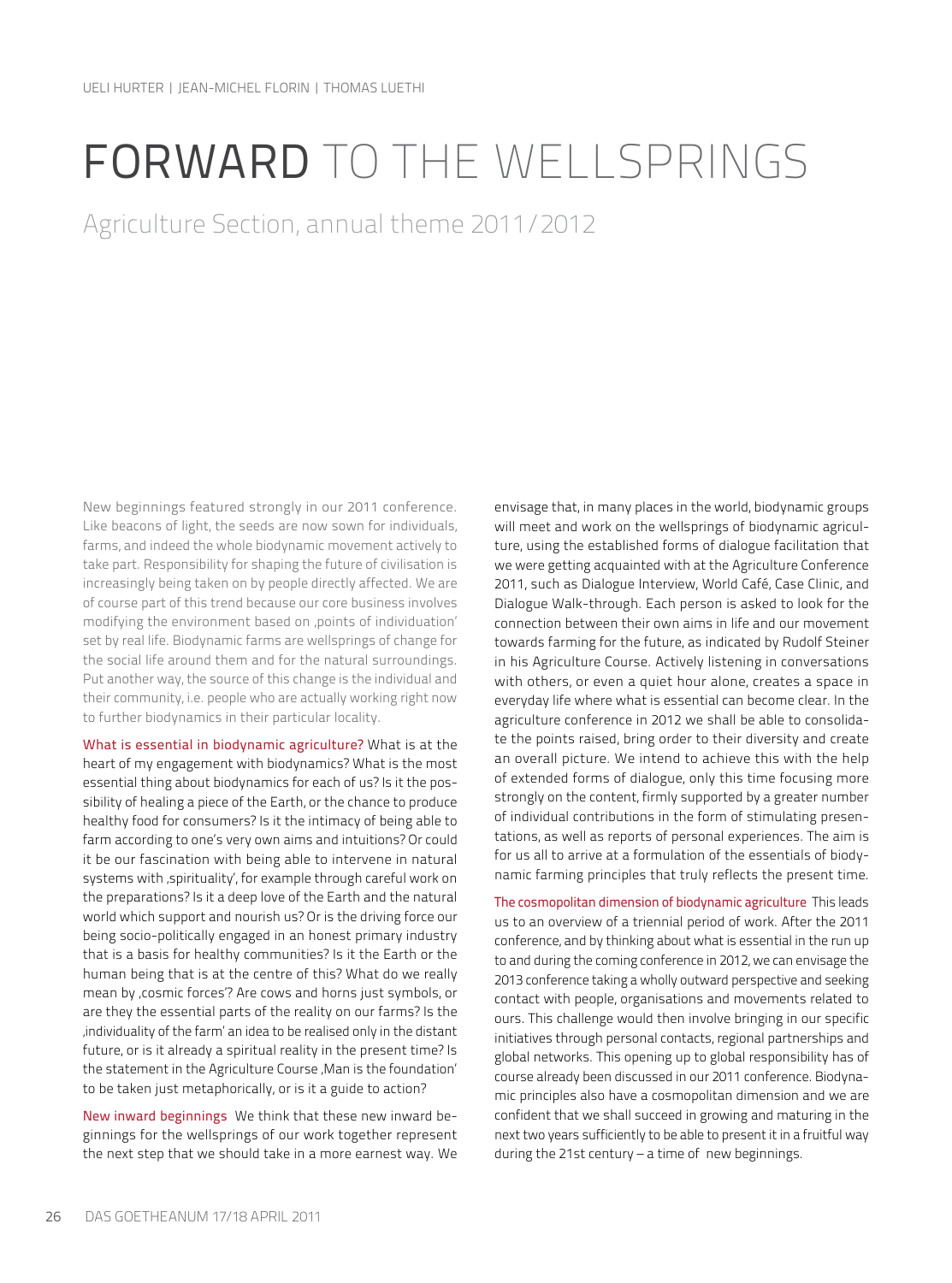UELI HURTER | JEAN-MICHEL FLORIN | THOMAS LUETHI

# FORWARD TO THE WELLSPRINGS

## Agriculture Section, annual theme 2011/2012

New beginnings featured strongly in our 2011 conference. Like beacons of light, the seeds are now sown for individuals, farms, and indeed the whole biodynamic movement actively to take part. Responsibility for shaping the future of civilisation is increasingly being taken on by people directly affected. We are of course part of this trend because our core business involves modifying the environment based on ‚points of individuation' set by real life. Biodynamic farms are wellsprings of change for the social life around them and for the natural surroundings. Put another way, the source of this change is the individual and their community, i.e. people who are actually working right now to further biodynamics in their particular locality.

**What is essential in biodynamic agriculture?** What is at the heart of my engagement with biodynamics? What is the most essential thing about biodynamics for each of us? Is it the possibility of healing a piece of the Earth, or the chance to produce healthy food for consumers? Is it the intimacy of being able to farm according to one's very own aims and intuitions? Or could it be our fascination with being able to intervene in natural systems with ‚spirituality', for example through careful work on the preparations? Is it a deep love of the Earth and the natural world which support and nourish us? Or is the driving force our being socio-politically engaged in an honest primary industry that is a basis for healthy communities? Is it the Earth or the human being that is at the centre of this? What do we really mean by ‚cosmic forces'? Are cows and horns just symbols, or are they the essential parts of the reality on our farms? Is the ‚individuality of the farm' an idea to be realised only in the distant future, or is it already a spiritual reality in the present time? Is the statement in the Agriculture Course ‚Man is the foundation' to be taken just metaphorically, or is it a guide to action?

**New inward beginnings** We think that these new inward beginnings for the wellsprings of our work together represent the next step that we should take in a more earnest way. We envisage that, in many places in the world, biodynamic groups will meet and work on the wellsprings of biodynamic agriculture, using the established forms of dialogue facilitation that we were getting acquainted with at the Agriculture Conference 2011, such as Dialogue Interview, World Café, Case Clinic, and Dialogue Walk-through. Each person is asked to look for the connection between their own aims in life and our movement towards farming for the future, as indicated by Rudolf Steiner in his Agriculture Course. Actively listening in conversations with others, or even a quiet hour alone, creates a space in everyday life where what is essential can become clear. In the agriculture conference in 2012 we shall be able to consolidate the points raised, bring order to their diversity and create an overall picture. We intend to achieve this with the help of extended forms of dialogue, only this time focusing more strongly on the content, firmly supported by a greater number of individual contributions in the form of stimulating presentations, as well as reports of personal experiences. The aim is for us all to arrive at a formulation of the essentials of biodynamic farming principles that truly reflects the present time.

**The cosmopolitan dimension of biodynamic agriculture** This leads us to an overview of a triennial period of work. After the 2011 conference, and by thinking about what is essential in the run up to and during the coming conference in 2012, we can envisage the 2013 conference taking a wholly outward perspective and seeking contact with people, organisations and movements related to ours. This challenge would then involve bringing in our specific initiatives through personal contacts, regional partnerships and global networks. This opening up to global responsibility has of course already been discussed in our 2011 conference. Biodynamic principles also have a cosmopolitan dimension and we are confident that we shall succeed in growing and maturing in the next two years sufficiently to be able to present it in a fruitful way during the 21st century – a time of new beginnings.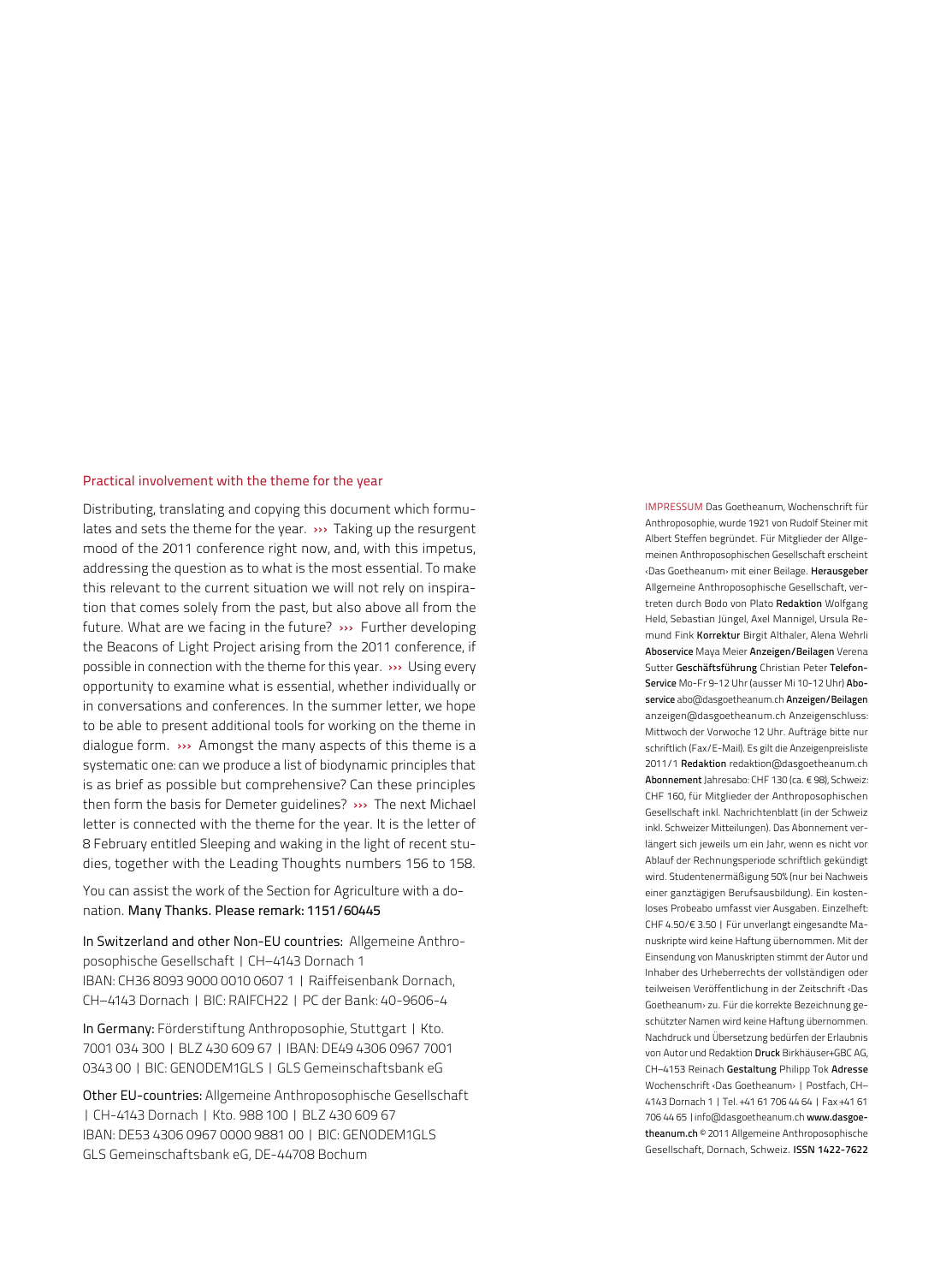## Practical involvement with the theme for the year

Distributing, translating and copying this document which formulates and sets the theme for the year. ››› Taking up the resurgent mood of the 2011 conference right now, and, with this impetus, addressing the question as to what is the most essential. To make this relevant to the current situation we will not rely on inspiration that comes solely from the past, but also above all from the future. What are we facing in the future? ››› Further developing the Beacons of Light Project arising from the 2011 conference, if possible in connection with the theme for this year. ››› Using every opportunity to examine what is essential, whether individually or in conversations and conferences. In the summer letter, we hope to be able to present additional tools for working on the theme in dialogue form. ››› Amongst the many aspects of this theme is a systematic one: can we produce a list of biodynamic principles that is as brief as possible but comprehensive? Can these principles then form the basis for Demeter guidelines? ››› The next Michael letter is connected with the theme for the year. It is the letter of 8 February entitled Sleeping and waking in the light of recent studies, together with the Leading Thoughts numbers 156 to 158.

You can assist the work of the Section for Agriculture with a donation. **Many Thanks. Please remark: 1151/60445**

**In Switzerland and other Non-EU countries:** Allgemeine Anthroposophische Gesellschaft | CH–4143 Dornach 1
IBAN: CH36 8093 9000 0010 0607 1 | Raiffeisenbank Dornach, CH–4143 Dornach | BIC: RAIFCH22 | PC der Bank: 40-9606-4

**In Germany:** Förderstiftung Anthroposophie, Stuttgart | Kto. 7001 034 300 | BLZ 430 609 67 | IBAN: DE49 4306 0967 7001 0343 00 | BIC: GENODEM1GLS | GLS Gemeinschaftsbank eG

**Other EU-countries:** Allgemeine Anthroposophische Gesellschaft | CH-4143 Dornach | Kto. 988 100 | BLZ 430 609 67
IBAN: DE53 4306 0967 0000 9881 00 | BIC: GENODEM1GLS
GLS Gemeinschaftsbank eG, DE-44708 Bochum

IMPRESSUM Das Goetheanum, Wochenschrift für Anthroposophie, wurde 1921 von Rudolf Steiner mit Albert Steffen begründet. Für Mitglieder der Allgemeinen Anthroposophischen Gesellschaft erscheint ‹Das Goetheanum› mit einer Beilage. **Herausgeber** Allgemeine Anthroposophische Gesellschaft, vertreten durch Bodo von Plato **Redaktion** Wolfgang Held, Sebastian Jüngel, Axel Mannigel, Ursula Remund Fink **Korrektur** Birgit Althaler, Alena Wehrli **Aboservice** Maya Meier **Anzeigen/Beilagen** Verena Sutter **Geschäftsführung** Christian Peter **Telefon-Service** Mo–Fr 9–12 Uhr (ausser Mi 10–12 Uhr) **Aboservice** abo@dasgoetheanum.ch **Anzeigen/Beilagen** anzeigen@dasgoetheanum.ch Anzeigenschluss: Mittwoch der Vorwoche 12 Uhr. Aufträge bitte nur schriftlich (Fax/E-Mail). Es gilt die Anzeigenpreisliste 2011/1 **Redaktion** redaktion@dasgoetheanum.ch **Abonnement** Jahresabo: CHF 130 (ca. € 98), Schweiz: CHF 160, für Mitglieder der Anthroposophischen Gesellschaft inkl. Nachrichtenblatt (in der Schweiz inkl. Schweizer Mitteilungen). Das Abonnement verlängert sich jeweils um ein Jahr, wenn es nicht vor Ablauf der Rechnungsperiode schriftlich gekündigt wird. Studentenermäßigung 50% (nur bei Nachweis einer ganztägigen Berufsausbildung). Ein kostenloses Probeabo umfasst vier Ausgaben. Einzelheft: CHF 4.50/€ 3.50 | Für unverlangt eingesandte Manuskripte wird keine Haftung übernommen. Mit der Einsendung von Manuskripten stimmt der Autor und Inhaber des Urheberrechts der vollständigen oder teilweisen Veröffentlichung in der Zeitschrift ‹Das Goetheanum› zu. Für die korrekte Bezeichnung geschützter Namen wird keine Haftung übernommen. Nachdruck und Übersetzung bedürfen der Erlaubnis von Autor und Redaktion **Druck** Birkhäuser+GBC AG, CH–4153 Reinach **Gestaltung** Philipp Tok **Adresse** Wochenschrift ‹Das Goetheanum› | Postfach, CH–4143 Dornach 1 | Tel. +41 61 706 44 64 | Fax +41 61 706 44 65 | info@dasgoetheanum.ch **www.dasgoetheanum.ch** © 2011 Allgemeine Anthroposophische Gesellschaft, Dornach, Schweiz. **ISSN 1422-7622**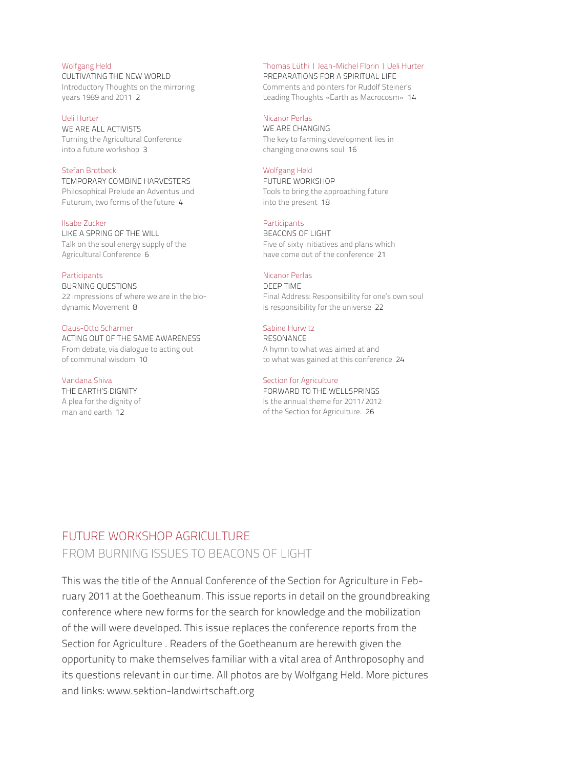Wolfgang Held
CULTIVATING THE NEW WORLD
Introductory Thoughts on the mirroring years 1989 and 2011 2

Ueli Hurter
WE ARE ALL ACTIVISTS
Turning the Agricultural Conference into a future workshop 3

Stefan Brotbeck
TEMPORARY COMBINE HARVESTERS
Philosophical Prelude an Adventus und Futurum, two forms of the future 4

Ilsabe Zucker
LIKE A SPRING OF THE WILL
Talk on the soul energy supply of the Agricultural Conference 6

Participants
BURNING QUESTIONS
22 impressions of where we are in the biodynamic Movement 8

Claus-Otto Scharmer
ACTING OUT OF THE SAME AWARENESS
From debate, via dialogue to acting out of communal wisdom 10

Vandana Shiva
THE EARTH'S DIGNITY
A plea for the dignity of man and earth 12

Thomas Lüthi | Jean-Michel Florin | Ueli Hurter
PREPARATIONS FOR A SPIRITUAL LIFE
Comments and pointers for Rudolf Steiner's Leading Thoughts «Earth as Macrocosm» 14

Nicanor Perlas
WE ARE CHANGING
The key to farming development lies in changing one owns soul 16

Wolfgang Held
FUTURE WORKSHOP
Tools to bring the approaching future into the present 18

Participants
BEACONS OF LIGHT
Five of sixty initiatives and plans which have come out of the conference 21

Nicanor Perlas
DEEP TIME
Final Address: Responsibility for one's own soul is responsibility for the universe 22

Sabine Hurwitz
RESONANCE
A hymn to what was aimed at and to what was gained at this conference 24

Section for Agriculture
FORWARD TO THE WELLSPRINGS
Is the annual theme for 2011/2012 of the Section for Agriculture. 26

## FUTURE WORKSHOP AGRICULTURE
### FROM BURNING ISSUES TO BEACONS OF LIGHT

This was the title of the Annual Conference of the Section for Agriculture in February 2011 at the Goetheanum. This issue reports in detail on the groundbreaking conference where new forms for the search for knowledge and the mobilization of the will were developed. This issue replaces the conference reports from the Section for Agriculture . Readers of the Goetheanum are herewith given the opportunity to make themselves familiar with a vital area of Anthroposophy and its questions relevant in our time. All photos are by Wolfgang Held. More pictures and links: www.sektion-landwirtschaft.org